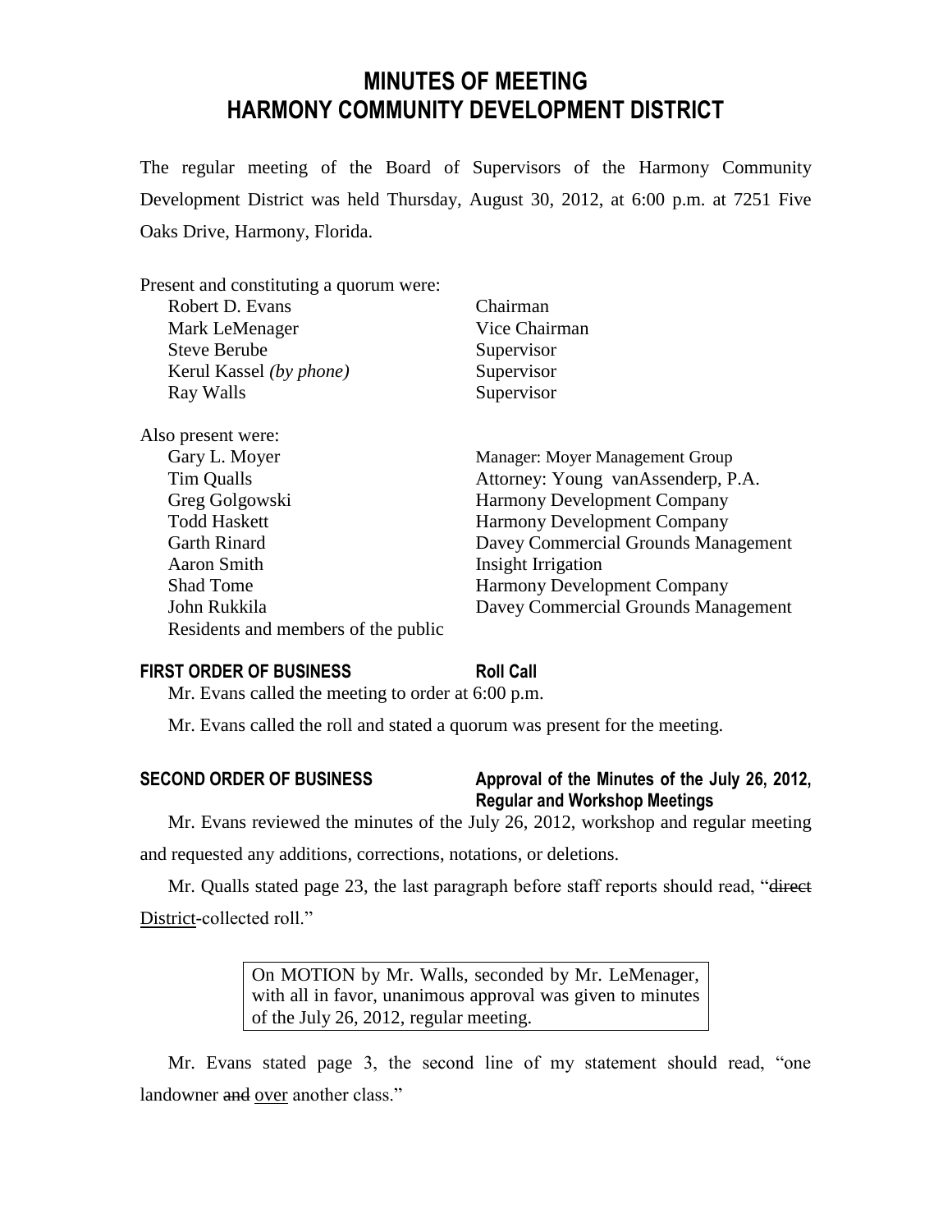# MINUTES OF MEETING
# HARMONY COMMUNITY DEVELOPMENT DISTRICT

The regular meeting of the Board of Supervisors of the Harmony Community Development District was held Thursday, August 30, 2012, at 6:00 p.m. at 7251 Five Oaks Drive, Harmony, Florida.

Present and constituting a quorum were:

| | |
|---|---|
| Robert D. Evans | Chairman |
| Mark LeMenager | Vice Chairman |
| Steve Berube | Supervisor |
| Kerul Kassel *(by phone)* | Supervisor |
| Ray Walls | Supervisor |

Also present were:

| | |
|---|---|
| Gary L. Moyer | Manager: Moyer Management Group |
| Tim Qualls | Attorney: Young vanAssenderp, P.A. |
| Greg Golgowski | Harmony Development Company |
| Todd Haskett | Harmony Development Company |
| Garth Rinard | Davey Commercial Grounds Management |
| Aaron Smith | Insight Irrigation |
| Shad Tome | Harmony Development Company |
| John Rukkila | Davey Commercial Grounds Management |
| Residents and members of the public | |

**FIRST ORDER OF BUSINESS** **Roll Call**

Mr. Evans called the meeting to order at 6:00 p.m.

Mr. Evans called the roll and stated a quorum was present for the meeting.

**SECOND ORDER OF BUSINESS** **Approval of the Minutes of the July 26, 2012, Regular and Workshop Meetings**

Mr. Evans reviewed the minutes of the July 26, 2012, workshop and regular meeting and requested any additions, corrections, notations, or deletions.

Mr. Qualls stated page 23, the last paragraph before staff reports should read, "~~direct~~ <u>District</u>-collected roll."

> On MOTION by Mr. Walls, seconded by Mr. LeMenager, with all in favor, unanimous approval was given to minutes of the July 26, 2012, regular meeting.

Mr. Evans stated page 3, the second line of my statement should read, "one landowner ~~and~~ <u>over</u> another class."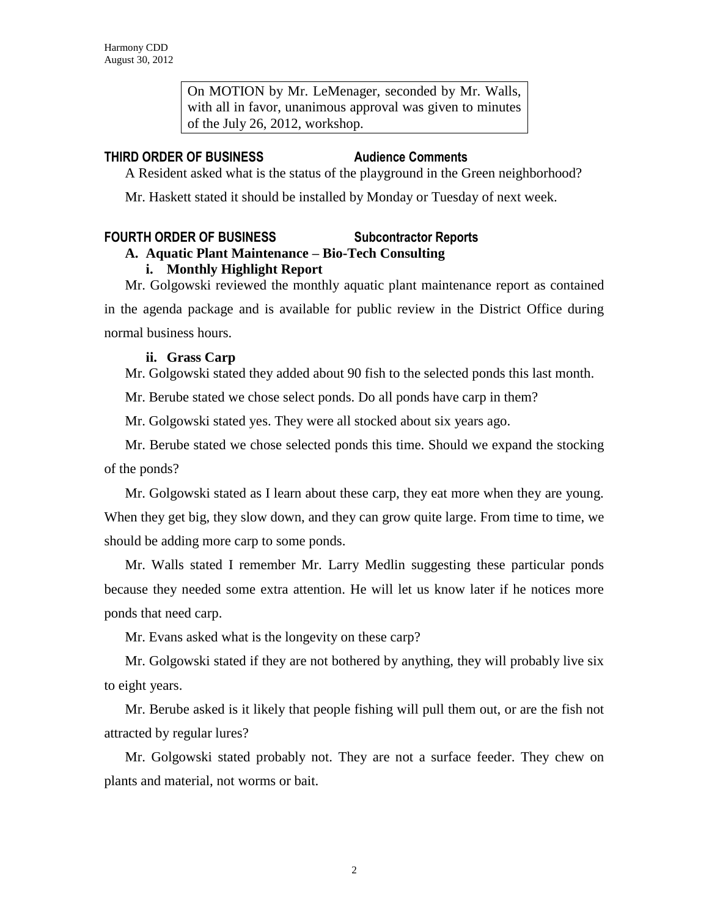> On MOTION by Mr. LeMenager, seconded by Mr. Walls, with all in favor, unanimous approval was given to minutes of the July 26, 2012, workshop.

**THIRD ORDER OF BUSINESS Audience Comments**

A Resident asked what is the status of the playground in the Green neighborhood?

Mr. Haskett stated it should be installed by Monday or Tuesday of next week.

**FOURTH ORDER OF BUSINESS Subcontractor Reports**

**A. Aquatic Plant Maintenance – Bio-Tech Consulting**

**i. Monthly Highlight Report**

Mr. Golgowski reviewed the monthly aquatic plant maintenance report as contained in the agenda package and is available for public review in the District Office during normal business hours.

**ii. Grass Carp**

Mr. Golgowski stated they added about 90 fish to the selected ponds this last month.

Mr. Berube stated we chose select ponds. Do all ponds have carp in them?

Mr. Golgowski stated yes. They were all stocked about six years ago.

Mr. Berube stated we chose selected ponds this time. Should we expand the stocking of the ponds?

Mr. Golgowski stated as I learn about these carp, they eat more when they are young. When they get big, they slow down, and they can grow quite large. From time to time, we should be adding more carp to some ponds.

Mr. Walls stated I remember Mr. Larry Medlin suggesting these particular ponds because they needed some extra attention. He will let us know later if he notices more ponds that need carp.

Mr. Evans asked what is the longevity on these carp?

Mr. Golgowski stated if they are not bothered by anything, they will probably live six to eight years.

Mr. Berube asked is it likely that people fishing will pull them out, or are the fish not attracted by regular lures?

Mr. Golgowski stated probably not. They are not a surface feeder. They chew on plants and material, not worms or bait.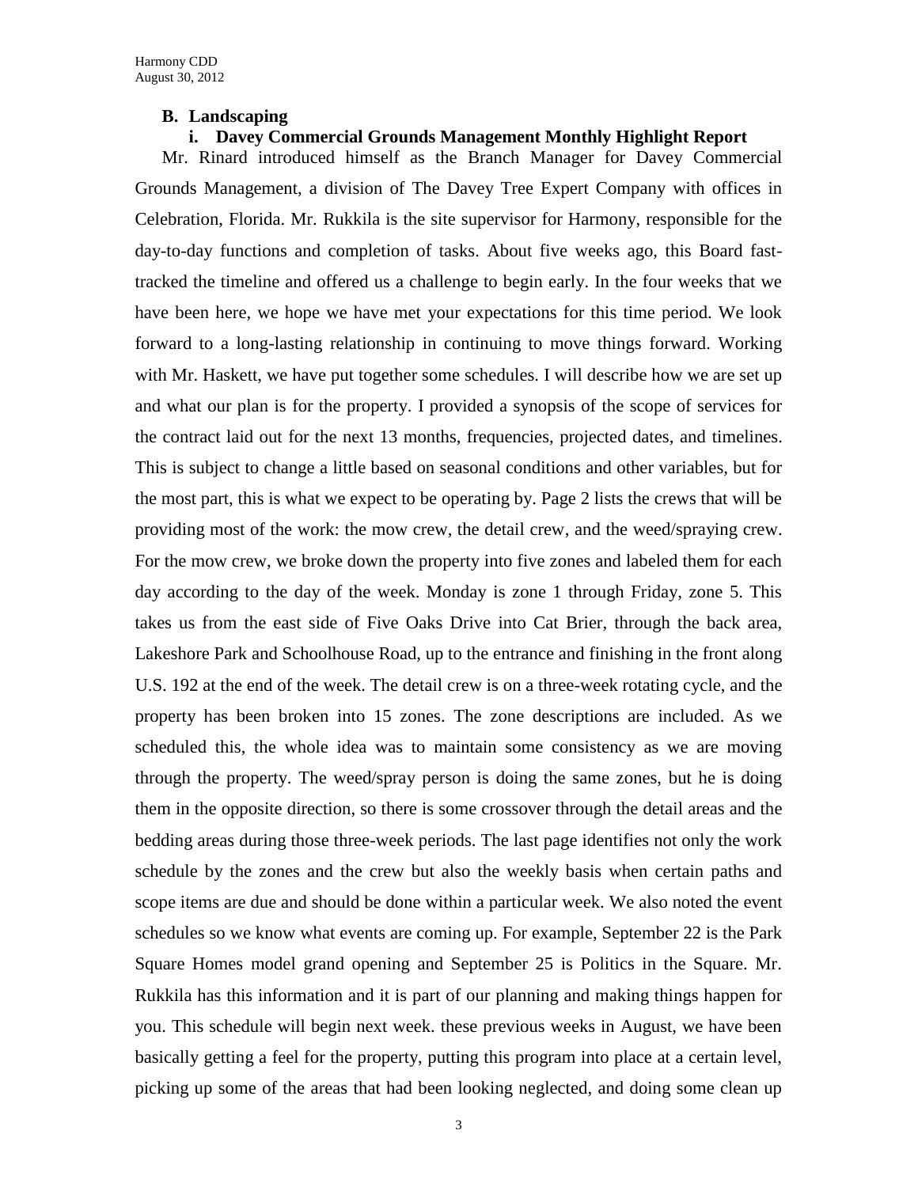### B. Landscaping

#### i. Davey Commercial Grounds Management Monthly Highlight Report

Mr. Rinard introduced himself as the Branch Manager for Davey Commercial Grounds Management, a division of The Davey Tree Expert Company with offices in Celebration, Florida. Mr. Rukkila is the site supervisor for Harmony, responsible for the day-to-day functions and completion of tasks. About five weeks ago, this Board fast-tracked the timeline and offered us a challenge to begin early. In the four weeks that we have been here, we hope we have met your expectations for this time period. We look forward to a long-lasting relationship in continuing to move things forward. Working with Mr. Haskett, we have put together some schedules. I will describe how we are set up and what our plan is for the property. I provided a synopsis of the scope of services for the contract laid out for the next 13 months, frequencies, projected dates, and timelines. This is subject to change a little based on seasonal conditions and other variables, but for the most part, this is what we expect to be operating by. Page 2 lists the crews that will be providing most of the work: the mow crew, the detail crew, and the weed/spraying crew. For the mow crew, we broke down the property into five zones and labeled them for each day according to the day of the week. Monday is zone 1 through Friday, zone 5. This takes us from the east side of Five Oaks Drive into Cat Brier, through the back area, Lakeshore Park and Schoolhouse Road, up to the entrance and finishing in the front along U.S. 192 at the end of the week. The detail crew is on a three-week rotating cycle, and the property has been broken into 15 zones. The zone descriptions are included. As we scheduled this, the whole idea was to maintain some consistency as we are moving through the property. The weed/spray person is doing the same zones, but he is doing them in the opposite direction, so there is some crossover through the detail areas and the bedding areas during those three-week periods. The last page identifies not only the work schedule by the zones and the crew but also the weekly basis when certain paths and scope items are due and should be done within a particular week. We also noted the event schedules so we know what events are coming up. For example, September 22 is the Park Square Homes model grand opening and September 25 is Politics in the Square. Mr. Rukkila has this information and it is part of our planning and making things happen for you. This schedule will begin next week. these previous weeks in August, we have been basically getting a feel for the property, putting this program into place at a certain level, picking up some of the areas that had been looking neglected, and doing some clean up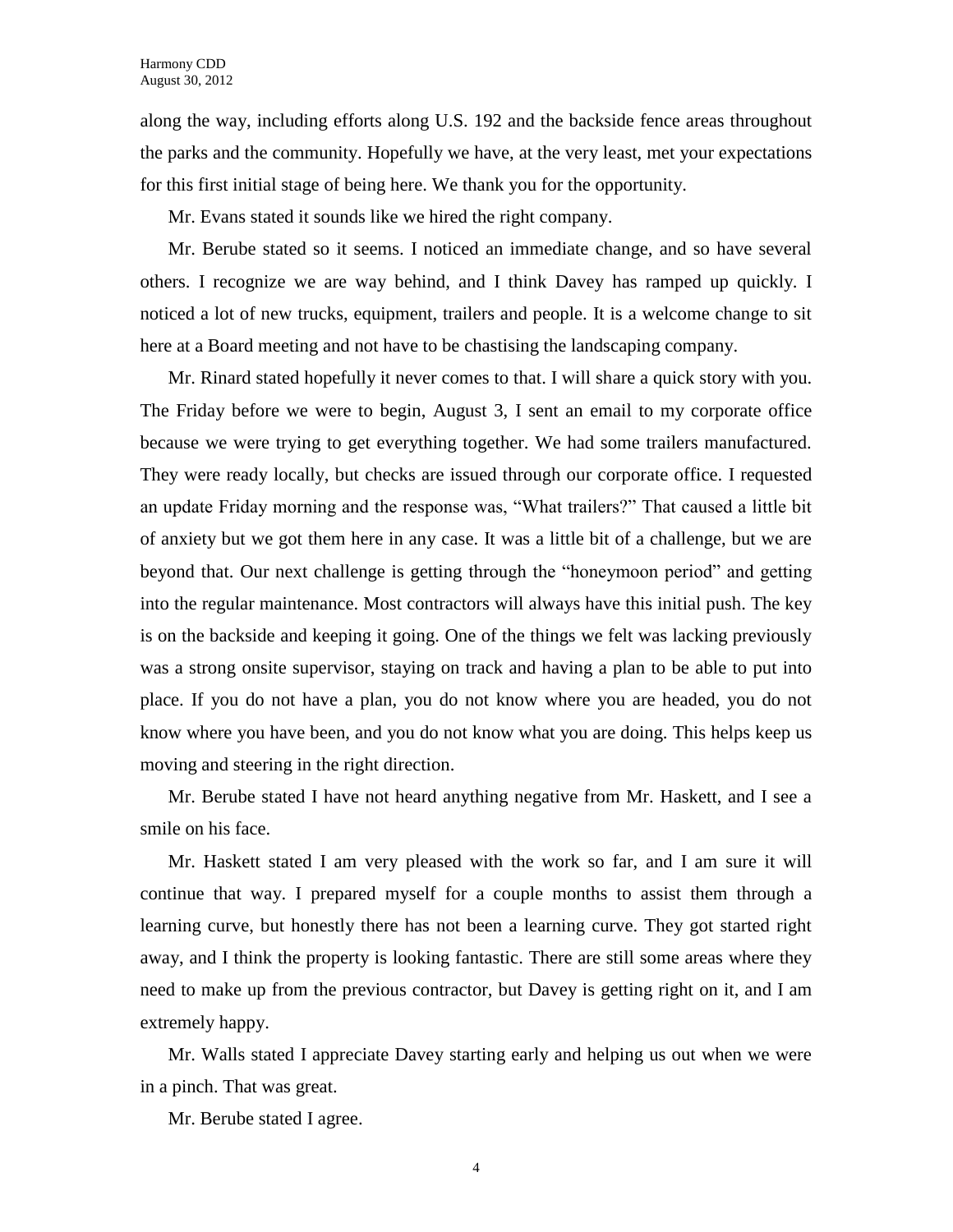along the way, including efforts along U.S. 192 and the backside fence areas throughout the parks and the community. Hopefully we have, at the very least, met your expectations for this first initial stage of being here. We thank you for the opportunity.

Mr. Evans stated it sounds like we hired the right company.

Mr. Berube stated so it seems. I noticed an immediate change, and so have several others. I recognize we are way behind, and I think Davey has ramped up quickly. I noticed a lot of new trucks, equipment, trailers and people. It is a welcome change to sit here at a Board meeting and not have to be chastising the landscaping company.

Mr. Rinard stated hopefully it never comes to that. I will share a quick story with you. The Friday before we were to begin, August 3, I sent an email to my corporate office because we were trying to get everything together. We had some trailers manufactured. They were ready locally, but checks are issued through our corporate office. I requested an update Friday morning and the response was, "What trailers?" That caused a little bit of anxiety but we got them here in any case. It was a little bit of a challenge, but we are beyond that. Our next challenge is getting through the "honeymoon period" and getting into the regular maintenance. Most contractors will always have this initial push. The key is on the backside and keeping it going. One of the things we felt was lacking previously was a strong onsite supervisor, staying on track and having a plan to be able to put into place. If you do not have a plan, you do not know where you are headed, you do not know where you have been, and you do not know what you are doing. This helps keep us moving and steering in the right direction.

Mr. Berube stated I have not heard anything negative from Mr. Haskett, and I see a smile on his face.

Mr. Haskett stated I am very pleased with the work so far, and I am sure it will continue that way. I prepared myself for a couple months to assist them through a learning curve, but honestly there has not been a learning curve. They got started right away, and I think the property is looking fantastic. There are still some areas where they need to make up from the previous contractor, but Davey is getting right on it, and I am extremely happy.

Mr. Walls stated I appreciate Davey starting early and helping us out when we were in a pinch. That was great.

Mr. Berube stated I agree.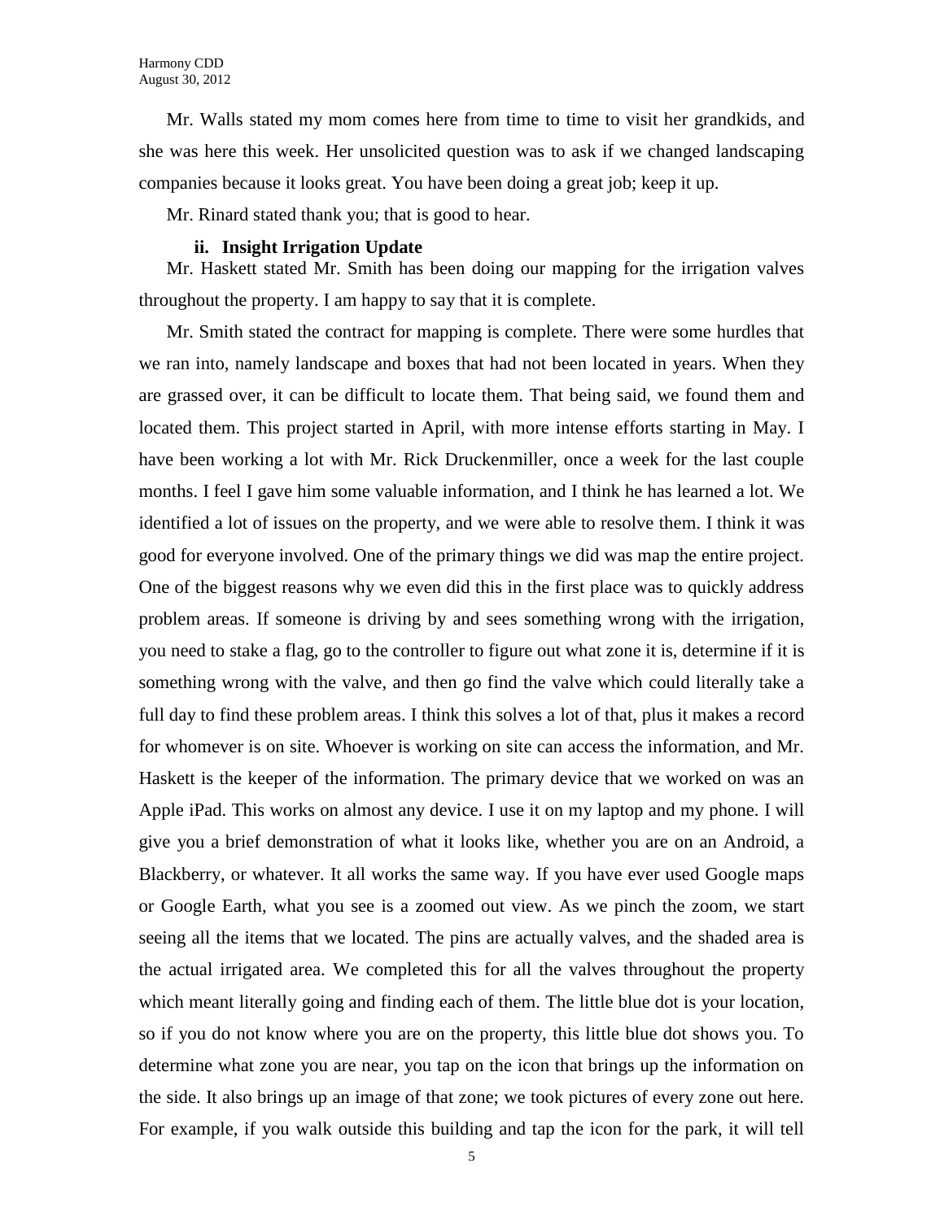Mr. Walls stated my mom comes here from time to time to visit her grandkids, and she was here this week. Her unsolicited question was to ask if we changed landscaping companies because it looks great. You have been doing a great job; keep it up.

Mr. Rinard stated thank you; that is good to hear.

**ii. Insight Irrigation Update**

Mr. Haskett stated Mr. Smith has been doing our mapping for the irrigation valves throughout the property. I am happy to say that it is complete.

Mr. Smith stated the contract for mapping is complete. There were some hurdles that we ran into, namely landscape and boxes that had not been located in years. When they are grassed over, it can be difficult to locate them. That being said, we found them and located them. This project started in April, with more intense efforts starting in May. I have been working a lot with Mr. Rick Druckenmiller, once a week for the last couple months. I feel I gave him some valuable information, and I think he has learned a lot. We identified a lot of issues on the property, and we were able to resolve them. I think it was good for everyone involved. One of the primary things we did was map the entire project. One of the biggest reasons why we even did this in the first place was to quickly address problem areas. If someone is driving by and sees something wrong with the irrigation, you need to stake a flag, go to the controller to figure out what zone it is, determine if it is something wrong with the valve, and then go find the valve which could literally take a full day to find these problem areas. I think this solves a lot of that, plus it makes a record for whomever is on site. Whoever is working on site can access the information, and Mr. Haskett is the keeper of the information. The primary device that we worked on was an Apple iPad. This works on almost any device. I use it on my laptop and my phone. I will give you a brief demonstration of what it looks like, whether you are on an Android, a Blackberry, or whatever. It all works the same way. If you have ever used Google maps or Google Earth, what you see is a zoomed out view. As we pinch the zoom, we start seeing all the items that we located. The pins are actually valves, and the shaded area is the actual irrigated area. We completed this for all the valves throughout the property which meant literally going and finding each of them. The little blue dot is your location, so if you do not know where you are on the property, this little blue dot shows you. To determine what zone you are near, you tap on the icon that brings up the information on the side. It also brings up an image of that zone; we took pictures of every zone out here. For example, if you walk outside this building and tap the icon for the park, it will tell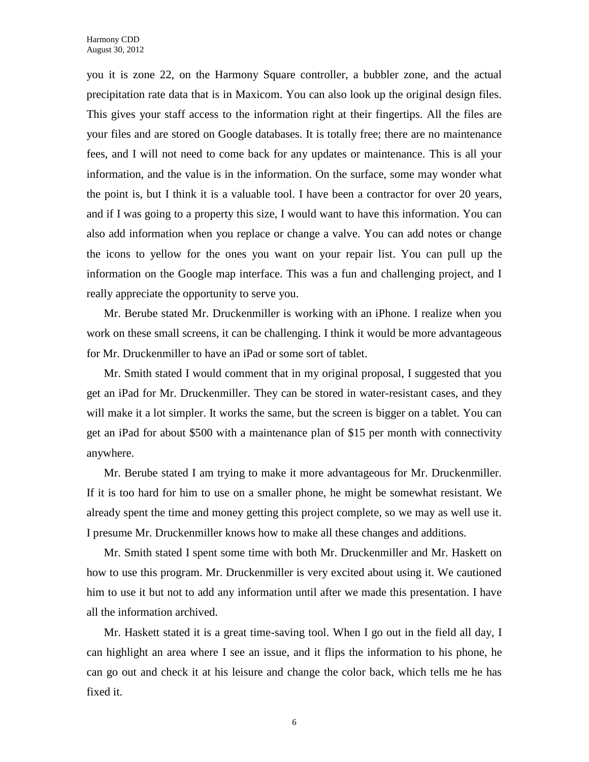you it is zone 22, on the Harmony Square controller, a bubbler zone, and the actual precipitation rate data that is in Maxicom. You can also look up the original design files. This gives your staff access to the information right at their fingertips. All the files are your files and are stored on Google databases. It is totally free; there are no maintenance fees, and I will not need to come back for any updates or maintenance. This is all your information, and the value is in the information. On the surface, some may wonder what the point is, but I think it is a valuable tool. I have been a contractor for over 20 years, and if I was going to a property this size, I would want to have this information. You can also add information when you replace or change a valve. You can add notes or change the icons to yellow for the ones you want on your repair list. You can pull up the information on the Google map interface. This was a fun and challenging project, and I really appreciate the opportunity to serve you.

Mr. Berube stated Mr. Druckenmiller is working with an iPhone. I realize when you work on these small screens, it can be challenging. I think it would be more advantageous for Mr. Druckenmiller to have an iPad or some sort of tablet.

Mr. Smith stated I would comment that in my original proposal, I suggested that you get an iPad for Mr. Druckenmiller. They can be stored in water-resistant cases, and they will make it a lot simpler. It works the same, but the screen is bigger on a tablet. You can get an iPad for about $500 with a maintenance plan of $15 per month with connectivity anywhere.

Mr. Berube stated I am trying to make it more advantageous for Mr. Druckenmiller. If it is too hard for him to use on a smaller phone, he might be somewhat resistant. We already spent the time and money getting this project complete, so we may as well use it. I presume Mr. Druckenmiller knows how to make all these changes and additions.

Mr. Smith stated I spent some time with both Mr. Druckenmiller and Mr. Haskett on how to use this program. Mr. Druckenmiller is very excited about using it. We cautioned him to use it but not to add any information until after we made this presentation. I have all the information archived.

Mr. Haskett stated it is a great time-saving tool. When I go out in the field all day, I can highlight an area where I see an issue, and it flips the information to his phone, he can go out and check it at his leisure and change the color back, which tells me he has fixed it.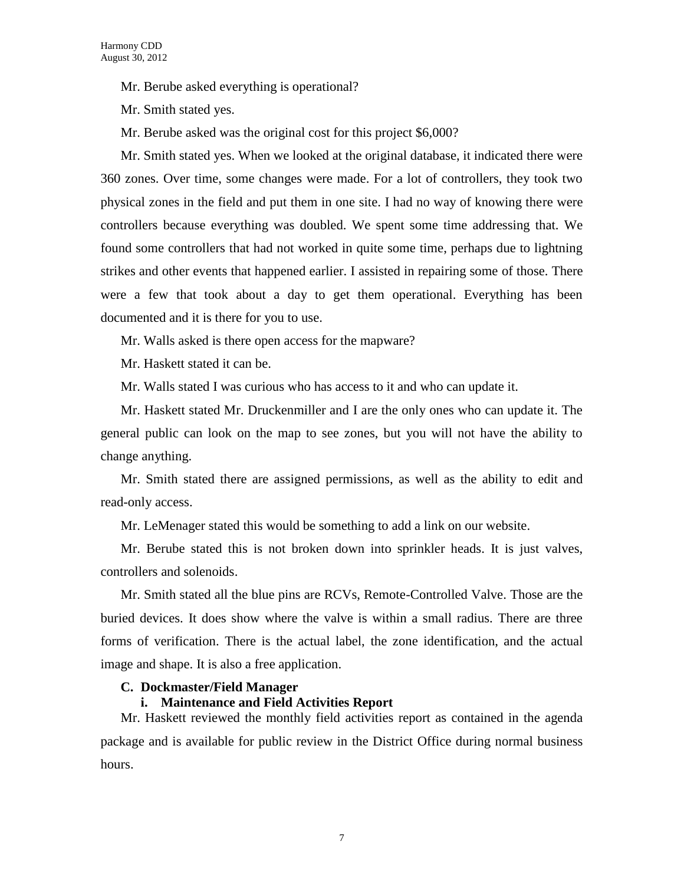Mr. Berube asked everything is operational?

Mr. Smith stated yes.

Mr. Berube asked was the original cost for this project $6,000?

Mr. Smith stated yes. When we looked at the original database, it indicated there were 360 zones. Over time, some changes were made. For a lot of controllers, they took two physical zones in the field and put them in one site. I had no way of knowing there were controllers because everything was doubled. We spent some time addressing that. We found some controllers that had not worked in quite some time, perhaps due to lightning strikes and other events that happened earlier. I assisted in repairing some of those. There were a few that took about a day to get them operational. Everything has been documented and it is there for you to use.

Mr. Walls asked is there open access for the mapware?

Mr. Haskett stated it can be.

Mr. Walls stated I was curious who has access to it and who can update it.

Mr. Haskett stated Mr. Druckenmiller and I are the only ones who can update it. The general public can look on the map to see zones, but you will not have the ability to change anything.

Mr. Smith stated there are assigned permissions, as well as the ability to edit and read-only access.

Mr. LeMenager stated this would be something to add a link on our website.

Mr. Berube stated this is not broken down into sprinkler heads. It is just valves, controllers and solenoids.

Mr. Smith stated all the blue pins are RCVs, Remote-Controlled Valve. Those are the buried devices. It does show where the valve is within a small radius. There are three forms of verification. There is the actual label, the zone identification, and the actual image and shape. It is also a free application.

**C. Dockmaster/Field Manager**

**i. Maintenance and Field Activities Report**

Mr. Haskett reviewed the monthly field activities report as contained in the agenda package and is available for public review in the District Office during normal business hours.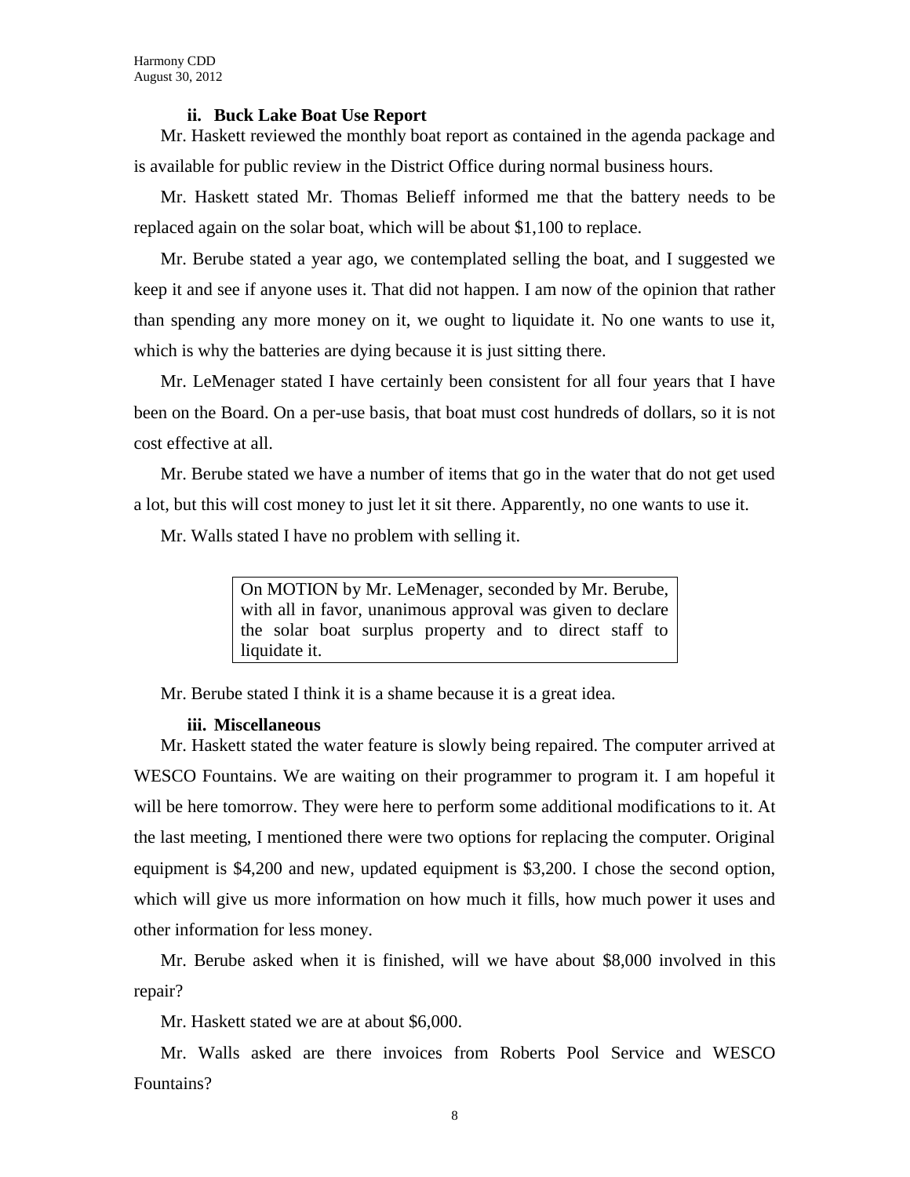### ii. Buck Lake Boat Use Report

Mr. Haskett reviewed the monthly boat report as contained in the agenda package and is available for public review in the District Office during normal business hours.

Mr. Haskett stated Mr. Thomas Belieff informed me that the battery needs to be replaced again on the solar boat, which will be about $1,100 to replace.

Mr. Berube stated a year ago, we contemplated selling the boat, and I suggested we keep it and see if anyone uses it. That did not happen. I am now of the opinion that rather than spending any more money on it, we ought to liquidate it. No one wants to use it, which is why the batteries are dying because it is just sitting there.

Mr. LeMenager stated I have certainly been consistent for all four years that I have been on the Board. On a per-use basis, that boat must cost hundreds of dollars, so it is not cost effective at all.

Mr. Berube stated we have a number of items that go in the water that do not get used a lot, but this will cost money to just let it sit there. Apparently, no one wants to use it.

Mr. Walls stated I have no problem with selling it.

> On MOTION by Mr. LeMenager, seconded by Mr. Berube, with all in favor, unanimous approval was given to declare the solar boat surplus property and to direct staff to liquidate it.

Mr. Berube stated I think it is a shame because it is a great idea.

### iii. Miscellaneous

Mr. Haskett stated the water feature is slowly being repaired. The computer arrived at WESCO Fountains. We are waiting on their programmer to program it. I am hopeful it will be here tomorrow. They were here to perform some additional modifications to it. At the last meeting, I mentioned there were two options for replacing the computer. Original equipment is $4,200 and new, updated equipment is $3,200. I chose the second option, which will give us more information on how much it fills, how much power it uses and other information for less money.

Mr. Berube asked when it is finished, will we have about $8,000 involved in this repair?

Mr. Haskett stated we are at about $6,000.

Mr. Walls asked are there invoices from Roberts Pool Service and WESCO Fountains?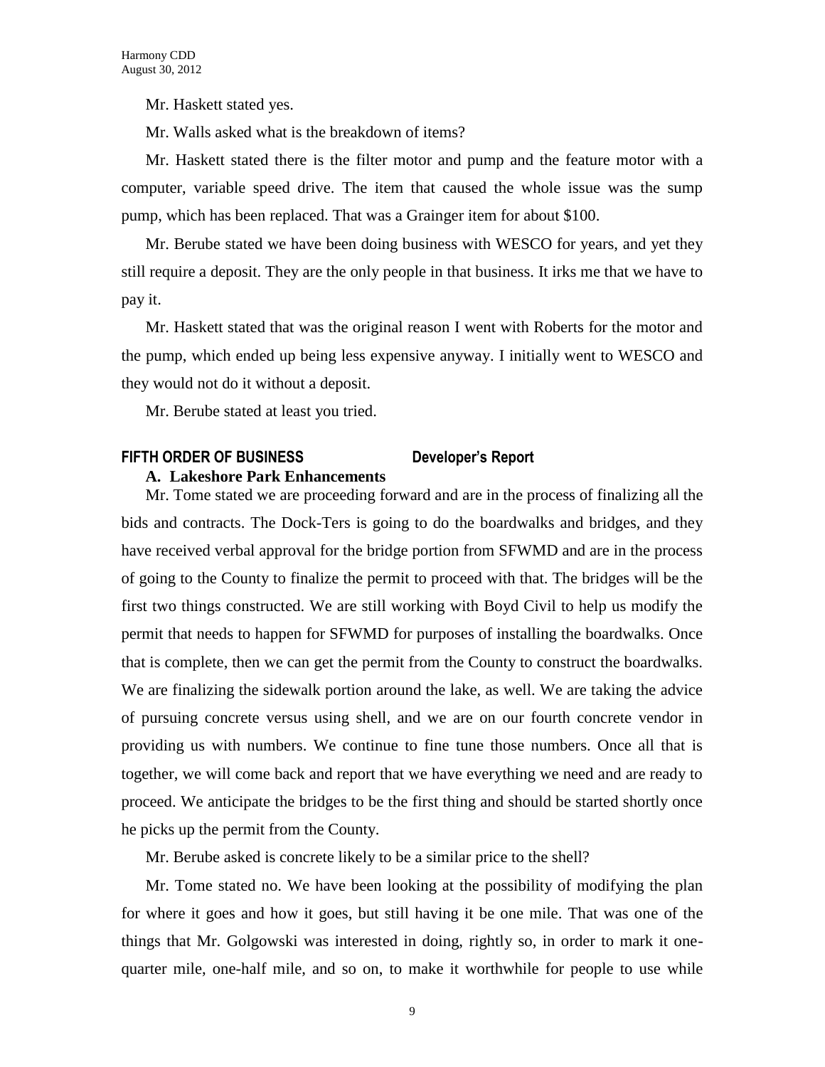Mr. Haskett stated yes.

Mr. Walls asked what is the breakdown of items?

Mr. Haskett stated there is the filter motor and pump and the feature motor with a computer, variable speed drive. The item that caused the whole issue was the sump pump, which has been replaced. That was a Grainger item for about $100.

Mr. Berube stated we have been doing business with WESCO for years, and yet they still require a deposit. They are the only people in that business. It irks me that we have to pay it.

Mr. Haskett stated that was the original reason I went with Roberts for the motor and the pump, which ended up being less expensive anyway. I initially went to WESCO and they would not do it without a deposit.

Mr. Berube stated at least you tried.

## FIFTH ORDER OF BUSINESS — Developer's Report

**A. Lakeshore Park Enhancements**

Mr. Tome stated we are proceeding forward and are in the process of finalizing all the bids and contracts. The Dock-Ters is going to do the boardwalks and bridges, and they have received verbal approval for the bridge portion from SFWMD and are in the process of going to the County to finalize the permit to proceed with that. The bridges will be the first two things constructed. We are still working with Boyd Civil to help us modify the permit that needs to happen for SFWMD for purposes of installing the boardwalks. Once that is complete, then we can get the permit from the County to construct the boardwalks. We are finalizing the sidewalk portion around the lake, as well. We are taking the advice of pursuing concrete versus using shell, and we are on our fourth concrete vendor in providing us with numbers. We continue to fine tune those numbers. Once all that is together, we will come back and report that we have everything we need and are ready to proceed. We anticipate the bridges to be the first thing and should be started shortly once he picks up the permit from the County.

Mr. Berube asked is concrete likely to be a similar price to the shell?

Mr. Tome stated no. We have been looking at the possibility of modifying the plan for where it goes and how it goes, but still having it be one mile. That was one of the things that Mr. Golgowski was interested in doing, rightly so, in order to mark it one-quarter mile, one-half mile, and so on, to make it worthwhile for people to use while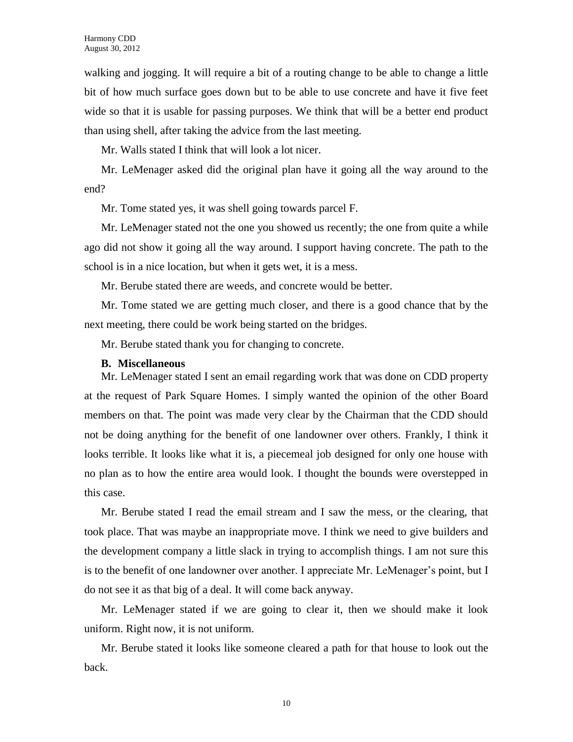walking and jogging. It will require a bit of a routing change to be able to change a little bit of how much surface goes down but to be able to use concrete and have it five feet wide so that it is usable for passing purposes. We think that will be a better end product than using shell, after taking the advice from the last meeting.

Mr. Walls stated I think that will look a lot nicer.

Mr. LeMenager asked did the original plan have it going all the way around to the end?

Mr. Tome stated yes, it was shell going towards parcel F.

Mr. LeMenager stated not the one you showed us recently; the one from quite a while ago did not show it going all the way around. I support having concrete. The path to the school is in a nice location, but when it gets wet, it is a mess.

Mr. Berube stated there are weeds, and concrete would be better.

Mr. Tome stated we are getting much closer, and there is a good chance that by the next meeting, there could be work being started on the bridges.

Mr. Berube stated thank you for changing to concrete.

**B. Miscellaneous**

Mr. LeMenager stated I sent an email regarding work that was done on CDD property at the request of Park Square Homes. I simply wanted the opinion of the other Board members on that. The point was made very clear by the Chairman that the CDD should not be doing anything for the benefit of one landowner over others. Frankly, I think it looks terrible. It looks like what it is, a piecemeal job designed for only one house with no plan as to how the entire area would look. I thought the bounds were overstepped in this case.

Mr. Berube stated I read the email stream and I saw the mess, or the clearing, that took place. That was maybe an inappropriate move. I think we need to give builders and the development company a little slack in trying to accomplish things. I am not sure this is to the benefit of one landowner over another. I appreciate Mr. LeMenager's point, but I do not see it as that big of a deal. It will come back anyway.

Mr. LeMenager stated if we are going to clear it, then we should make it look uniform. Right now, it is not uniform.

Mr. Berube stated it looks like someone cleared a path for that house to look out the back.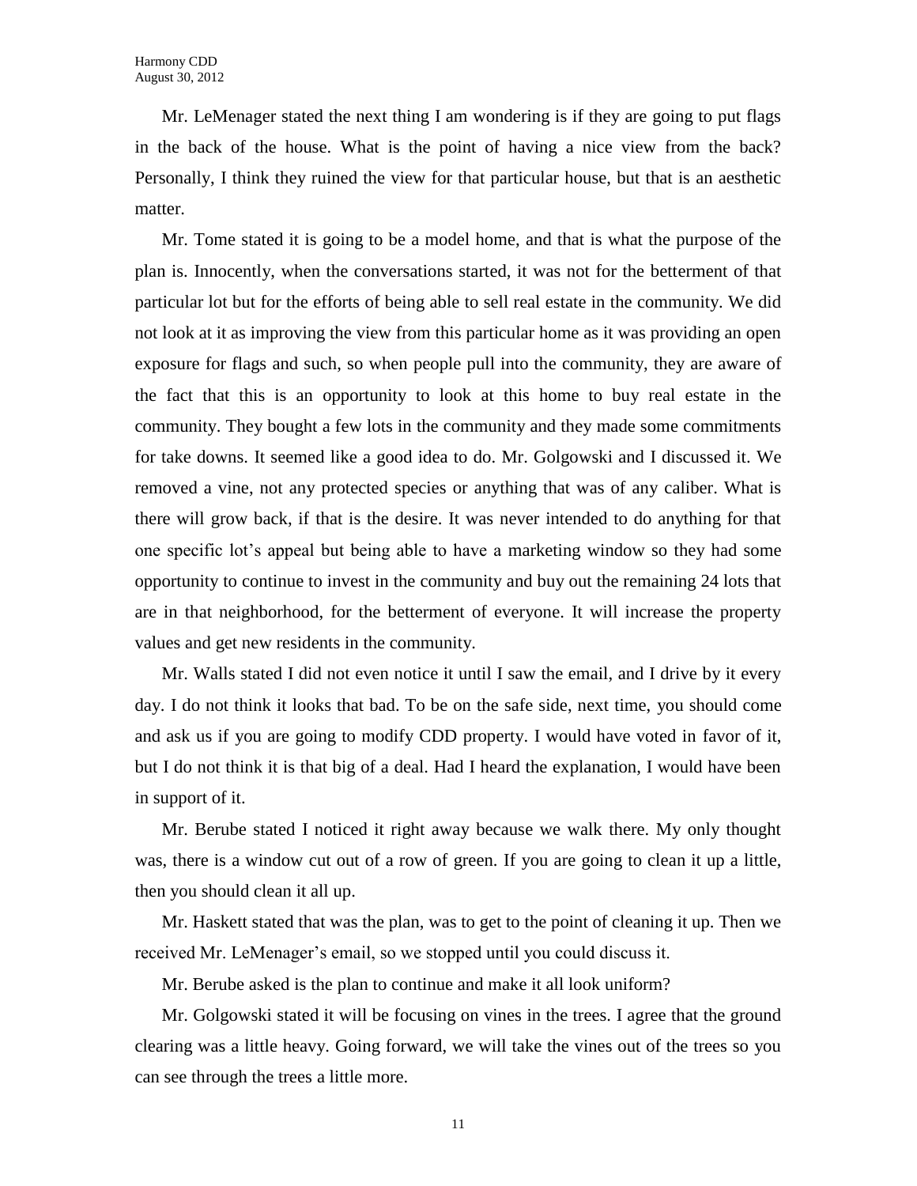Mr. LeMenager stated the next thing I am wondering is if they are going to put flags in the back of the house. What is the point of having a nice view from the back? Personally, I think they ruined the view for that particular house, but that is an aesthetic matter.

Mr. Tome stated it is going to be a model home, and that is what the purpose of the plan is. Innocently, when the conversations started, it was not for the betterment of that particular lot but for the efforts of being able to sell real estate in the community. We did not look at it as improving the view from this particular home as it was providing an open exposure for flags and such, so when people pull into the community, they are aware of the fact that this is an opportunity to look at this home to buy real estate in the community. They bought a few lots in the community and they made some commitments for take downs. It seemed like a good idea to do. Mr. Golgowski and I discussed it. We removed a vine, not any protected species or anything that was of any caliber. What is there will grow back, if that is the desire. It was never intended to do anything for that one specific lot's appeal but being able to have a marketing window so they had some opportunity to continue to invest in the community and buy out the remaining 24 lots that are in that neighborhood, for the betterment of everyone. It will increase the property values and get new residents in the community.

Mr. Walls stated I did not even notice it until I saw the email, and I drive by it every day. I do not think it looks that bad. To be on the safe side, next time, you should come and ask us if you are going to modify CDD property. I would have voted in favor of it, but I do not think it is that big of a deal. Had I heard the explanation, I would have been in support of it.

Mr. Berube stated I noticed it right away because we walk there. My only thought was, there is a window cut out of a row of green. If you are going to clean it up a little, then you should clean it all up.

Mr. Haskett stated that was the plan, was to get to the point of cleaning it up. Then we received Mr. LeMenager's email, so we stopped until you could discuss it.

Mr. Berube asked is the plan to continue and make it all look uniform?

Mr. Golgowski stated it will be focusing on vines in the trees. I agree that the ground clearing was a little heavy. Going forward, we will take the vines out of the trees so you can see through the trees a little more.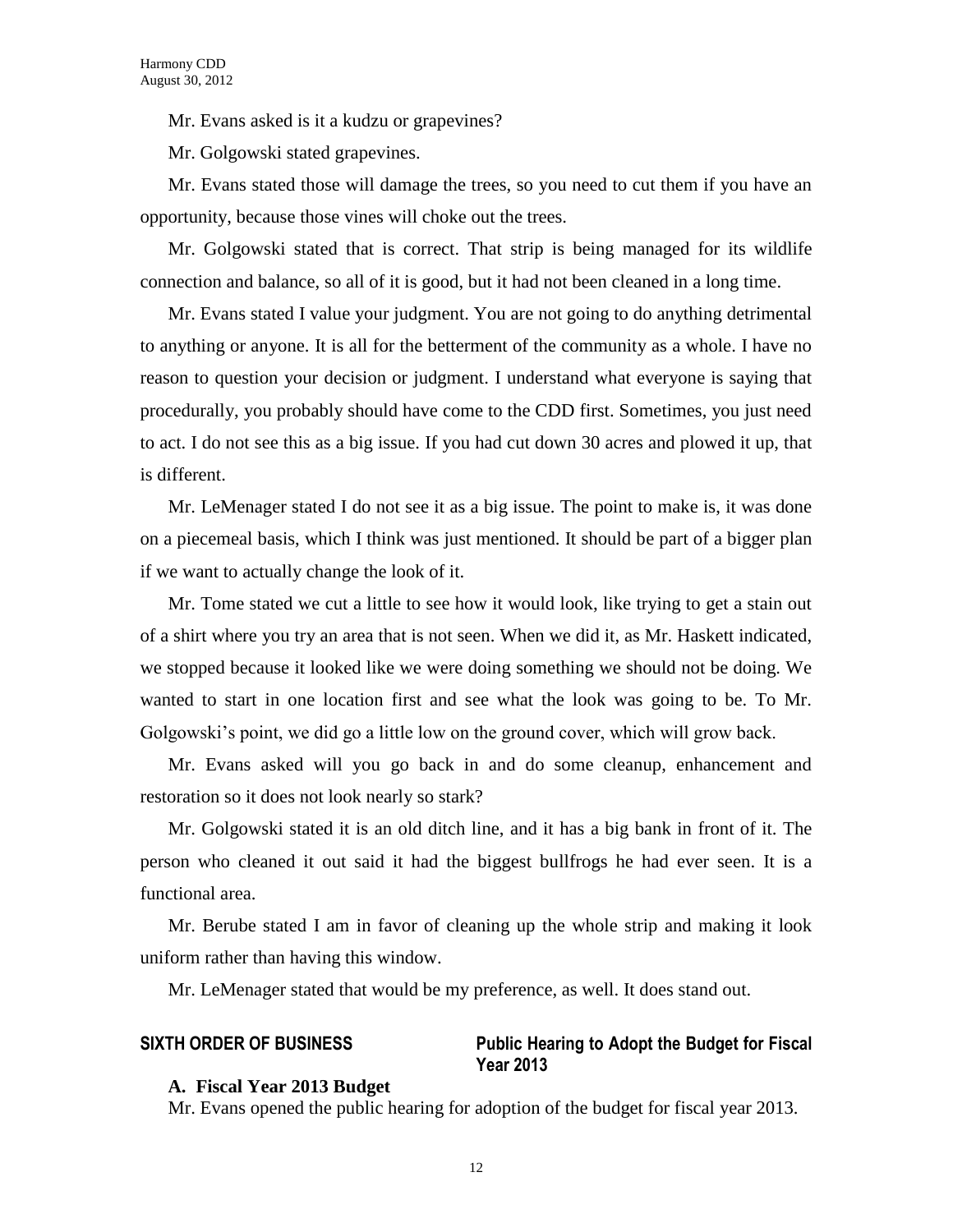Mr. Evans asked is it a kudzu or grapevines?

Mr. Golgowski stated grapevines.

Mr. Evans stated those will damage the trees, so you need to cut them if you have an opportunity, because those vines will choke out the trees.

Mr. Golgowski stated that is correct. That strip is being managed for its wildlife connection and balance, so all of it is good, but it had not been cleaned in a long time.

Mr. Evans stated I value your judgment. You are not going to do anything detrimental to anything or anyone. It is all for the betterment of the community as a whole. I have no reason to question your decision or judgment. I understand what everyone is saying that procedurally, you probably should have come to the CDD first. Sometimes, you just need to act. I do not see this as a big issue. If you had cut down 30 acres and plowed it up, that is different.

Mr. LeMenager stated I do not see it as a big issue. The point to make is, it was done on a piecemeal basis, which I think was just mentioned. It should be part of a bigger plan if we want to actually change the look of it.

Mr. Tome stated we cut a little to see how it would look, like trying to get a stain out of a shirt where you try an area that is not seen. When we did it, as Mr. Haskett indicated, we stopped because it looked like we were doing something we should not be doing. We wanted to start in one location first and see what the look was going to be. To Mr. Golgowski's point, we did go a little low on the ground cover, which will grow back.

Mr. Evans asked will you go back in and do some cleanup, enhancement and restoration so it does not look nearly so stark?

Mr. Golgowski stated it is an old ditch line, and it has a big bank in front of it. The person who cleaned it out said it had the biggest bullfrogs he had ever seen. It is a functional area.

Mr. Berube stated I am in favor of cleaning up the whole strip and making it look uniform rather than having this window.

Mr. LeMenager stated that would be my preference, as well. It does stand out.

## SIXTH ORDER OF BUSINESS — Public Hearing to Adopt the Budget for Fiscal Year 2013

**A. Fiscal Year 2013 Budget**

Mr. Evans opened the public hearing for adoption of the budget for fiscal year 2013.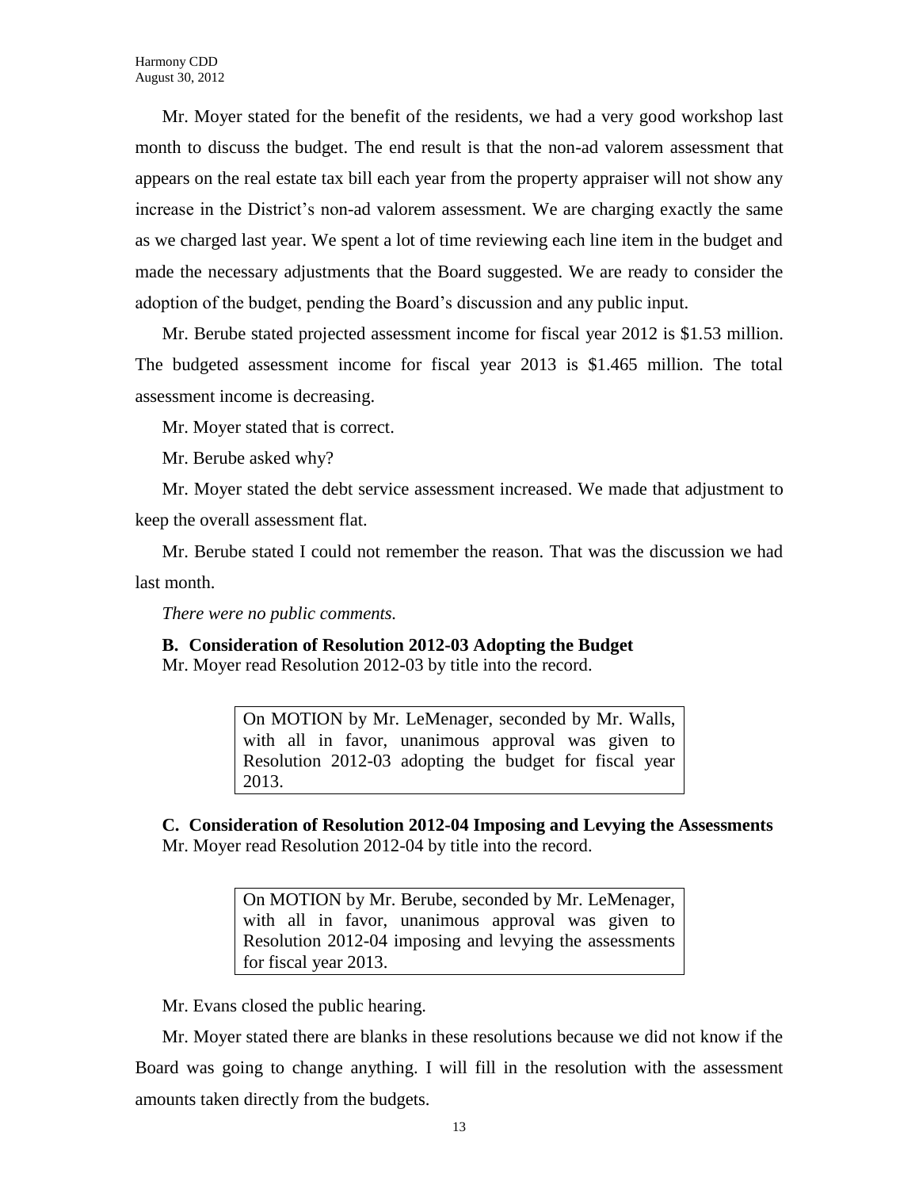Mr. Moyer stated for the benefit of the residents, we had a very good workshop last month to discuss the budget. The end result is that the non-ad valorem assessment that appears on the real estate tax bill each year from the property appraiser will not show any increase in the District's non-ad valorem assessment. We are charging exactly the same as we charged last year. We spent a lot of time reviewing each line item in the budget and made the necessary adjustments that the Board suggested. We are ready to consider the adoption of the budget, pending the Board's discussion and any public input.

Mr. Berube stated projected assessment income for fiscal year 2012 is $1.53 million. The budgeted assessment income for fiscal year 2013 is $1.465 million. The total assessment income is decreasing.

Mr. Moyer stated that is correct.

Mr. Berube asked why?

Mr. Moyer stated the debt service assessment increased. We made that adjustment to keep the overall assessment flat.

Mr. Berube stated I could not remember the reason. That was the discussion we had last month.

*There were no public comments.*

**B. Consideration of Resolution 2012-03 Adopting the Budget**

Mr. Moyer read Resolution 2012-03 by title into the record.

> On MOTION by Mr. LeMenager, seconded by Mr. Walls, with all in favor, unanimous approval was given to Resolution 2012-03 adopting the budget for fiscal year 2013.

**C. Consideration of Resolution 2012-04 Imposing and Levying the Assessments**

Mr. Moyer read Resolution 2012-04 by title into the record.

> On MOTION by Mr. Berube, seconded by Mr. LeMenager, with all in favor, unanimous approval was given to Resolution 2012-04 imposing and levying the assessments for fiscal year 2013.

Mr. Evans closed the public hearing.

Mr. Moyer stated there are blanks in these resolutions because we did not know if the Board was going to change anything. I will fill in the resolution with the assessment amounts taken directly from the budgets.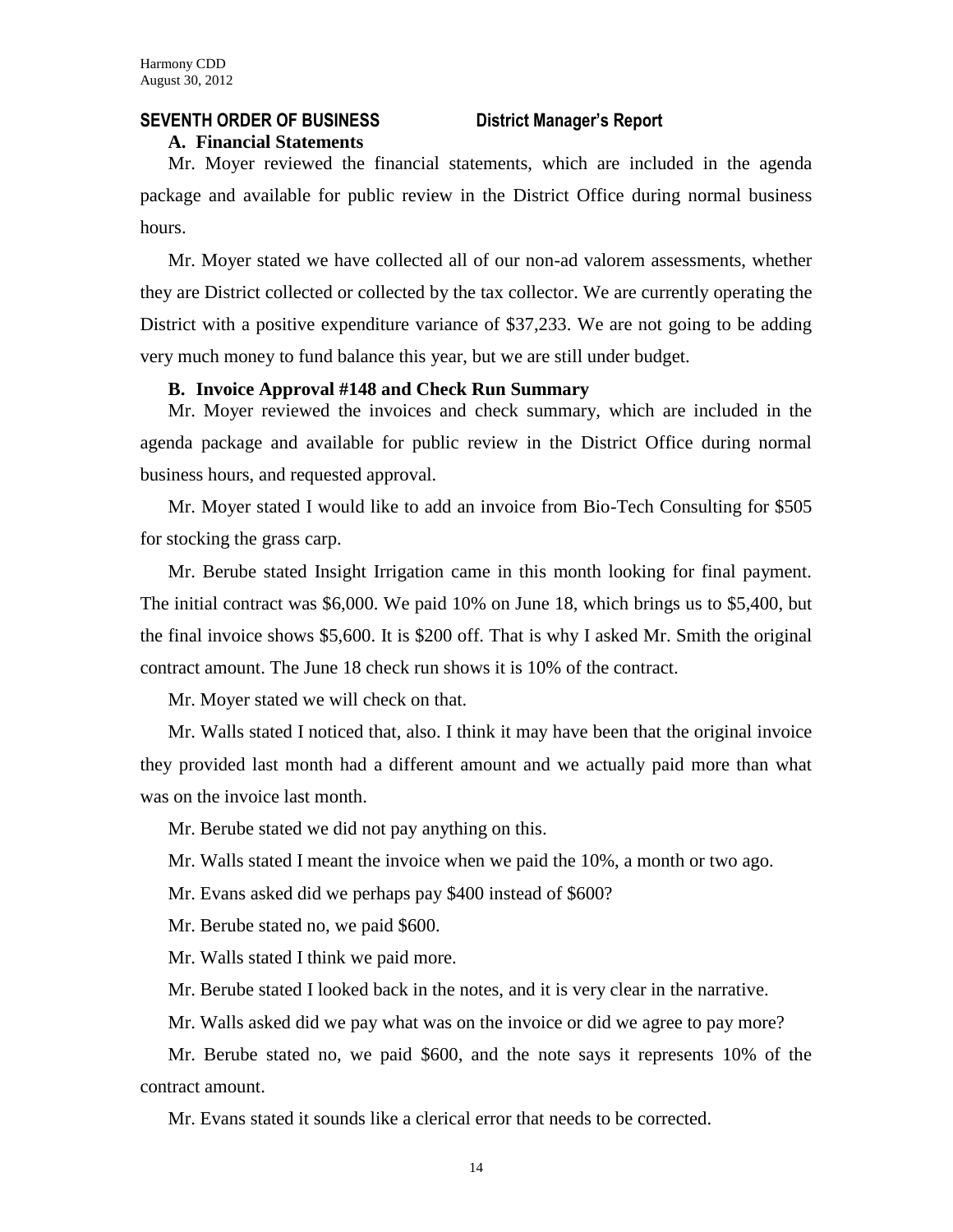## SEVENTH ORDER OF BUSINESS District Manager's Report

### A. Financial Statements

Mr. Moyer reviewed the financial statements, which are included in the agenda package and available for public review in the District Office during normal business hours.

Mr. Moyer stated we have collected all of our non-ad valorem assessments, whether they are District collected or collected by the tax collector. We are currently operating the District with a positive expenditure variance of $37,233. We are not going to be adding very much money to fund balance this year, but we are still under budget.

### B. Invoice Approval #148 and Check Run Summary

Mr. Moyer reviewed the invoices and check summary, which are included in the agenda package and available for public review in the District Office during normal business hours, and requested approval.

Mr. Moyer stated I would like to add an invoice from Bio-Tech Consulting for $505 for stocking the grass carp.

Mr. Berube stated Insight Irrigation came in this month looking for final payment. The initial contract was $6,000. We paid 10% on June 18, which brings us to $5,400, but the final invoice shows $5,600. It is $200 off. That is why I asked Mr. Smith the original contract amount. The June 18 check run shows it is 10% of the contract.

Mr. Moyer stated we will check on that.

Mr. Walls stated I noticed that, also. I think it may have been that the original invoice they provided last month had a different amount and we actually paid more than what was on the invoice last month.

Mr. Berube stated we did not pay anything on this.

Mr. Walls stated I meant the invoice when we paid the 10%, a month or two ago.

Mr. Evans asked did we perhaps pay $400 instead of $600?

Mr. Berube stated no, we paid $600.

Mr. Walls stated I think we paid more.

Mr. Berube stated I looked back in the notes, and it is very clear in the narrative.

Mr. Walls asked did we pay what was on the invoice or did we agree to pay more?

Mr. Berube stated no, we paid $600, and the note says it represents 10% of the contract amount.

Mr. Evans stated it sounds like a clerical error that needs to be corrected.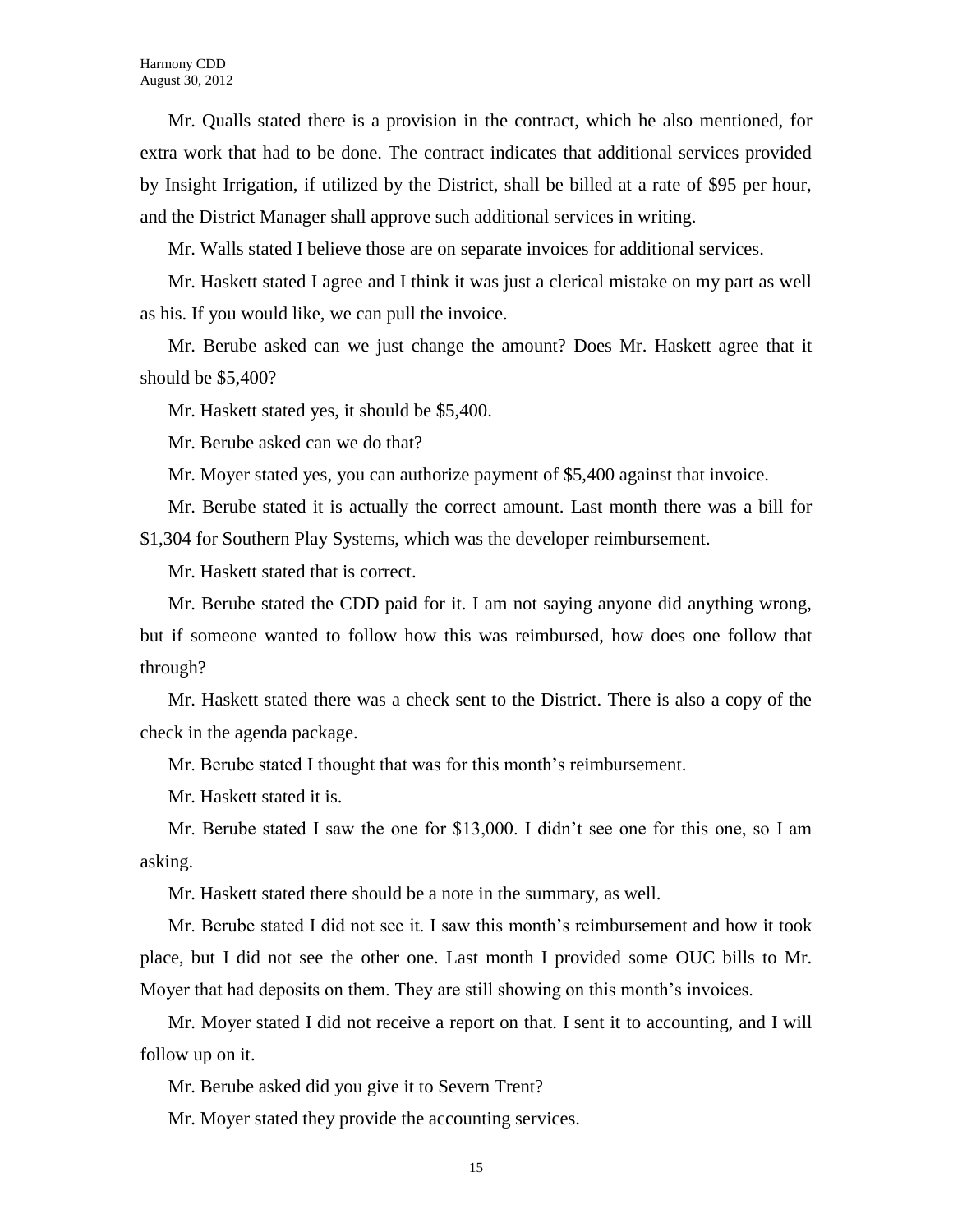Mr. Qualls stated there is a provision in the contract, which he also mentioned, for extra work that had to be done. The contract indicates that additional services provided by Insight Irrigation, if utilized by the District, shall be billed at a rate of $95 per hour, and the District Manager shall approve such additional services in writing.

Mr. Walls stated I believe those are on separate invoices for additional services.

Mr. Haskett stated I agree and I think it was just a clerical mistake on my part as well as his. If you would like, we can pull the invoice.

Mr. Berube asked can we just change the amount? Does Mr. Haskett agree that it should be $5,400?

Mr. Haskett stated yes, it should be $5,400.

Mr. Berube asked can we do that?

Mr. Moyer stated yes, you can authorize payment of $5,400 against that invoice.

Mr. Berube stated it is actually the correct amount. Last month there was a bill for $1,304 for Southern Play Systems, which was the developer reimbursement.

Mr. Haskett stated that is correct.

Mr. Berube stated the CDD paid for it. I am not saying anyone did anything wrong, but if someone wanted to follow how this was reimbursed, how does one follow that through?

Mr. Haskett stated there was a check sent to the District. There is also a copy of the check in the agenda package.

Mr. Berube stated I thought that was for this month's reimbursement.

Mr. Haskett stated it is.

Mr. Berube stated I saw the one for $13,000. I didn't see one for this one, so I am asking.

Mr. Haskett stated there should be a note in the summary, as well.

Mr. Berube stated I did not see it. I saw this month's reimbursement and how it took place, but I did not see the other one. Last month I provided some OUC bills to Mr. Moyer that had deposits on them. They are still showing on this month's invoices.

Mr. Moyer stated I did not receive a report on that. I sent it to accounting, and I will follow up on it.

Mr. Berube asked did you give it to Severn Trent?

Mr. Moyer stated they provide the accounting services.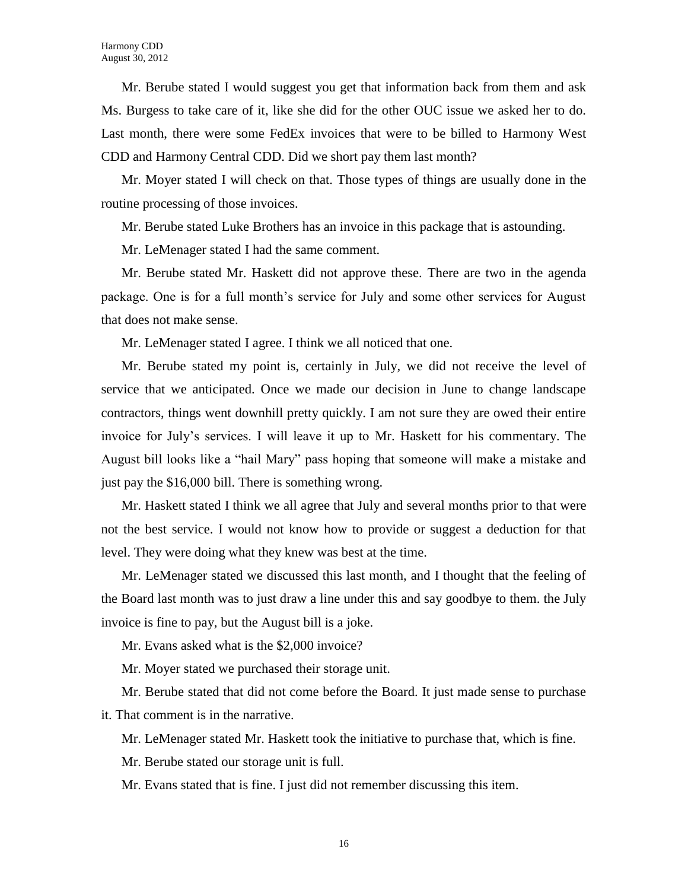Mr. Berube stated I would suggest you get that information back from them and ask Ms. Burgess to take care of it, like she did for the other OUC issue we asked her to do. Last month, there were some FedEx invoices that were to be billed to Harmony West CDD and Harmony Central CDD. Did we short pay them last month?

Mr. Moyer stated I will check on that. Those types of things are usually done in the routine processing of those invoices.

Mr. Berube stated Luke Brothers has an invoice in this package that is astounding.

Mr. LeMenager stated I had the same comment.

Mr. Berube stated Mr. Haskett did not approve these. There are two in the agenda package. One is for a full month's service for July and some other services for August that does not make sense.

Mr. LeMenager stated I agree. I think we all noticed that one.

Mr. Berube stated my point is, certainly in July, we did not receive the level of service that we anticipated. Once we made our decision in June to change landscape contractors, things went downhill pretty quickly. I am not sure they are owed their entire invoice for July's services. I will leave it up to Mr. Haskett for his commentary. The August bill looks like a "hail Mary" pass hoping that someone will make a mistake and just pay the $16,000 bill. There is something wrong.

Mr. Haskett stated I think we all agree that July and several months prior to that were not the best service. I would not know how to provide or suggest a deduction for that level. They were doing what they knew was best at the time.

Mr. LeMenager stated we discussed this last month, and I thought that the feeling of the Board last month was to just draw a line under this and say goodbye to them. the July invoice is fine to pay, but the August bill is a joke.

Mr. Evans asked what is the $2,000 invoice?

Mr. Moyer stated we purchased their storage unit.

Mr. Berube stated that did not come before the Board. It just made sense to purchase it. That comment is in the narrative.

Mr. LeMenager stated Mr. Haskett took the initiative to purchase that, which is fine.

Mr. Berube stated our storage unit is full.

Mr. Evans stated that is fine. I just did not remember discussing this item.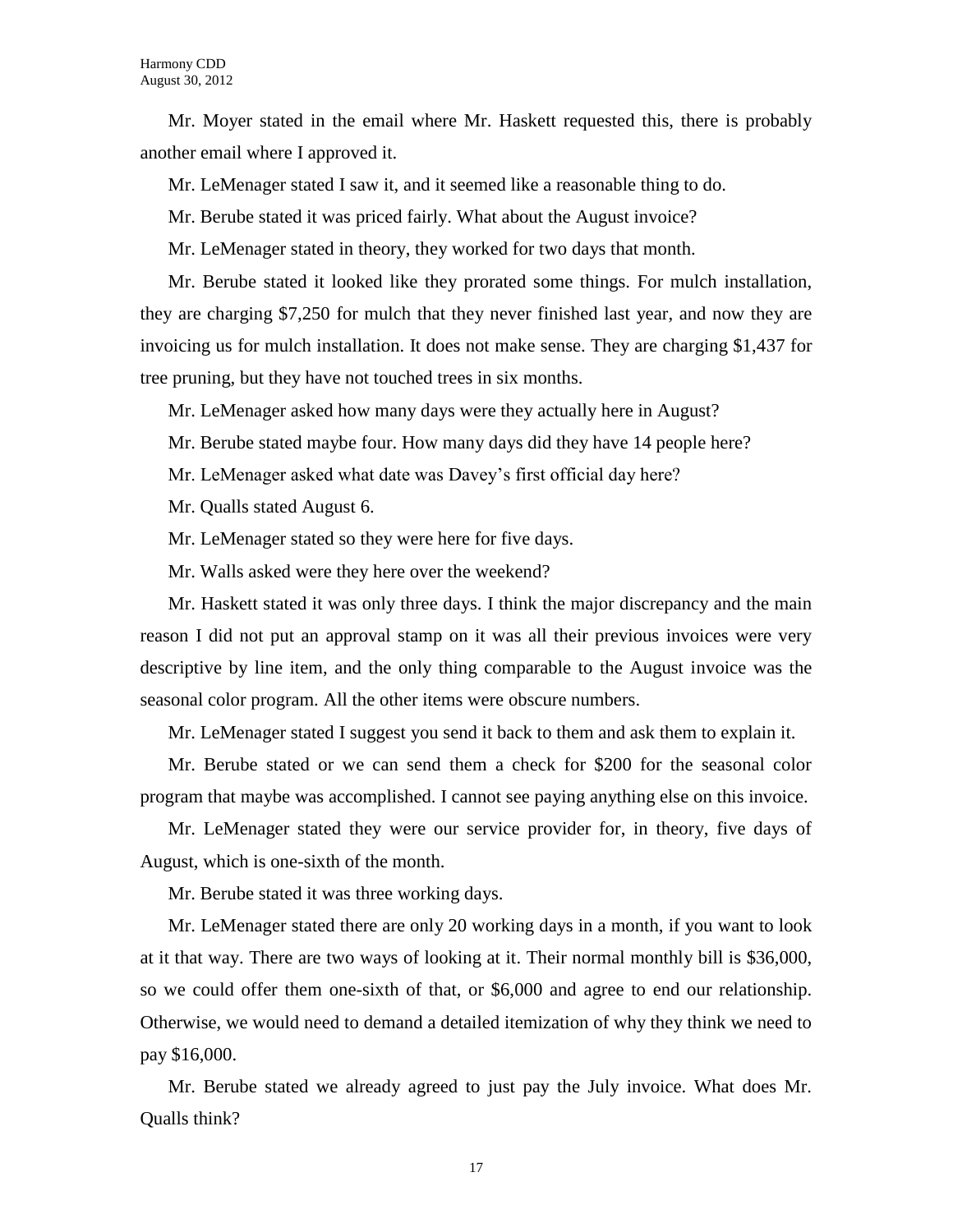Mr. Moyer stated in the email where Mr. Haskett requested this, there is probably another email where I approved it.

Mr. LeMenager stated I saw it, and it seemed like a reasonable thing to do.

Mr. Berube stated it was priced fairly. What about the August invoice?

Mr. LeMenager stated in theory, they worked for two days that month.

Mr. Berube stated it looked like they prorated some things. For mulch installation, they are charging $7,250 for mulch that they never finished last year, and now they are invoicing us for mulch installation. It does not make sense. They are charging $1,437 for tree pruning, but they have not touched trees in six months.

Mr. LeMenager asked how many days were they actually here in August?

Mr. Berube stated maybe four. How many days did they have 14 people here?

Mr. LeMenager asked what date was Davey's first official day here?

Mr. Qualls stated August 6.

Mr. LeMenager stated so they were here for five days.

Mr. Walls asked were they here over the weekend?

Mr. Haskett stated it was only three days. I think the major discrepancy and the main reason I did not put an approval stamp on it was all their previous invoices were very descriptive by line item, and the only thing comparable to the August invoice was the seasonal color program. All the other items were obscure numbers.

Mr. LeMenager stated I suggest you send it back to them and ask them to explain it.

Mr. Berube stated or we can send them a check for $200 for the seasonal color program that maybe was accomplished. I cannot see paying anything else on this invoice.

Mr. LeMenager stated they were our service provider for, in theory, five days of August, which is one-sixth of the month.

Mr. Berube stated it was three working days.

Mr. LeMenager stated there are only 20 working days in a month, if you want to look at it that way. There are two ways of looking at it. Their normal monthly bill is $36,000, so we could offer them one-sixth of that, or $6,000 and agree to end our relationship. Otherwise, we would need to demand a detailed itemization of why they think we need to pay $16,000.

Mr. Berube stated we already agreed to just pay the July invoice. What does Mr. Qualls think?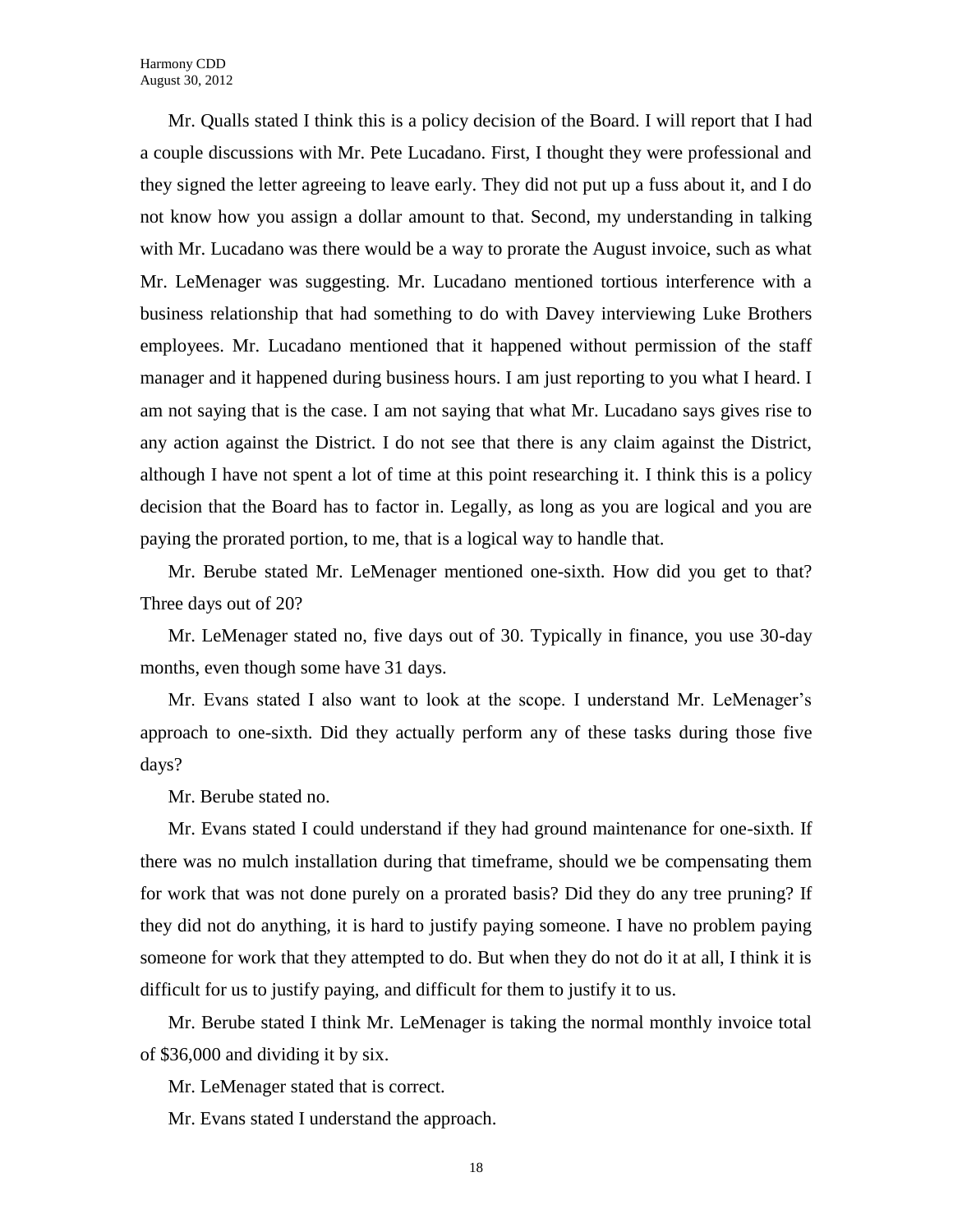Mr. Qualls stated I think this is a policy decision of the Board. I will report that I had a couple discussions with Mr. Pete Lucadano. First, I thought they were professional and they signed the letter agreeing to leave early. They did not put up a fuss about it, and I do not know how you assign a dollar amount to that. Second, my understanding in talking with Mr. Lucadano was there would be a way to prorate the August invoice, such as what Mr. LeMenager was suggesting. Mr. Lucadano mentioned tortious interference with a business relationship that had something to do with Davey interviewing Luke Brothers employees. Mr. Lucadano mentioned that it happened without permission of the staff manager and it happened during business hours. I am just reporting to you what I heard. I am not saying that is the case. I am not saying that what Mr. Lucadano says gives rise to any action against the District. I do not see that there is any claim against the District, although I have not spent a lot of time at this point researching it. I think this is a policy decision that the Board has to factor in. Legally, as long as you are logical and you are paying the prorated portion, to me, that is a logical way to handle that.

Mr. Berube stated Mr. LeMenager mentioned one-sixth. How did you get to that? Three days out of 20?

Mr. LeMenager stated no, five days out of 30. Typically in finance, you use 30-day months, even though some have 31 days.

Mr. Evans stated I also want to look at the scope. I understand Mr. LeMenager's approach to one-sixth. Did they actually perform any of these tasks during those five days?

Mr. Berube stated no.

Mr. Evans stated I could understand if they had ground maintenance for one-sixth. If there was no mulch installation during that timeframe, should we be compensating them for work that was not done purely on a prorated basis? Did they do any tree pruning? If they did not do anything, it is hard to justify paying someone. I have no problem paying someone for work that they attempted to do. But when they do not do it at all, I think it is difficult for us to justify paying, and difficult for them to justify it to us.

Mr. Berube stated I think Mr. LeMenager is taking the normal monthly invoice total of $36,000 and dividing it by six.

Mr. LeMenager stated that is correct.

Mr. Evans stated I understand the approach.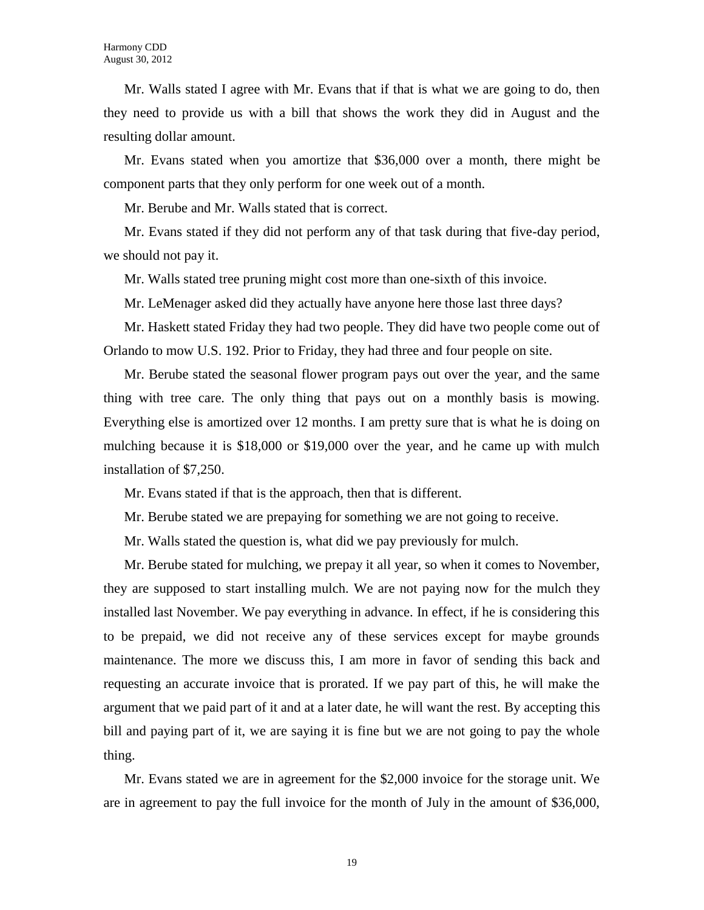Mr. Walls stated I agree with Mr. Evans that if that is what we are going to do, then they need to provide us with a bill that shows the work they did in August and the resulting dollar amount.

Mr. Evans stated when you amortize that $36,000 over a month, there might be component parts that they only perform for one week out of a month.

Mr. Berube and Mr. Walls stated that is correct.

Mr. Evans stated if they did not perform any of that task during that five-day period, we should not pay it.

Mr. Walls stated tree pruning might cost more than one-sixth of this invoice.

Mr. LeMenager asked did they actually have anyone here those last three days?

Mr. Haskett stated Friday they had two people. They did have two people come out of Orlando to mow U.S. 192. Prior to Friday, they had three and four people on site.

Mr. Berube stated the seasonal flower program pays out over the year, and the same thing with tree care. The only thing that pays out on a monthly basis is mowing. Everything else is amortized over 12 months. I am pretty sure that is what he is doing on mulching because it is $18,000 or $19,000 over the year, and he came up with mulch installation of $7,250.

Mr. Evans stated if that is the approach, then that is different.

Mr. Berube stated we are prepaying for something we are not going to receive.

Mr. Walls stated the question is, what did we pay previously for mulch.

Mr. Berube stated for mulching, we prepay it all year, so when it comes to November, they are supposed to start installing mulch. We are not paying now for the mulch they installed last November. We pay everything in advance. In effect, if he is considering this to be prepaid, we did not receive any of these services except for maybe grounds maintenance. The more we discuss this, I am more in favor of sending this back and requesting an accurate invoice that is prorated. If we pay part of this, he will make the argument that we paid part of it and at a later date, he will want the rest. By accepting this bill and paying part of it, we are saying it is fine but we are not going to pay the whole thing.

Mr. Evans stated we are in agreement for the $2,000 invoice for the storage unit. We are in agreement to pay the full invoice for the month of July in the amount of $36,000,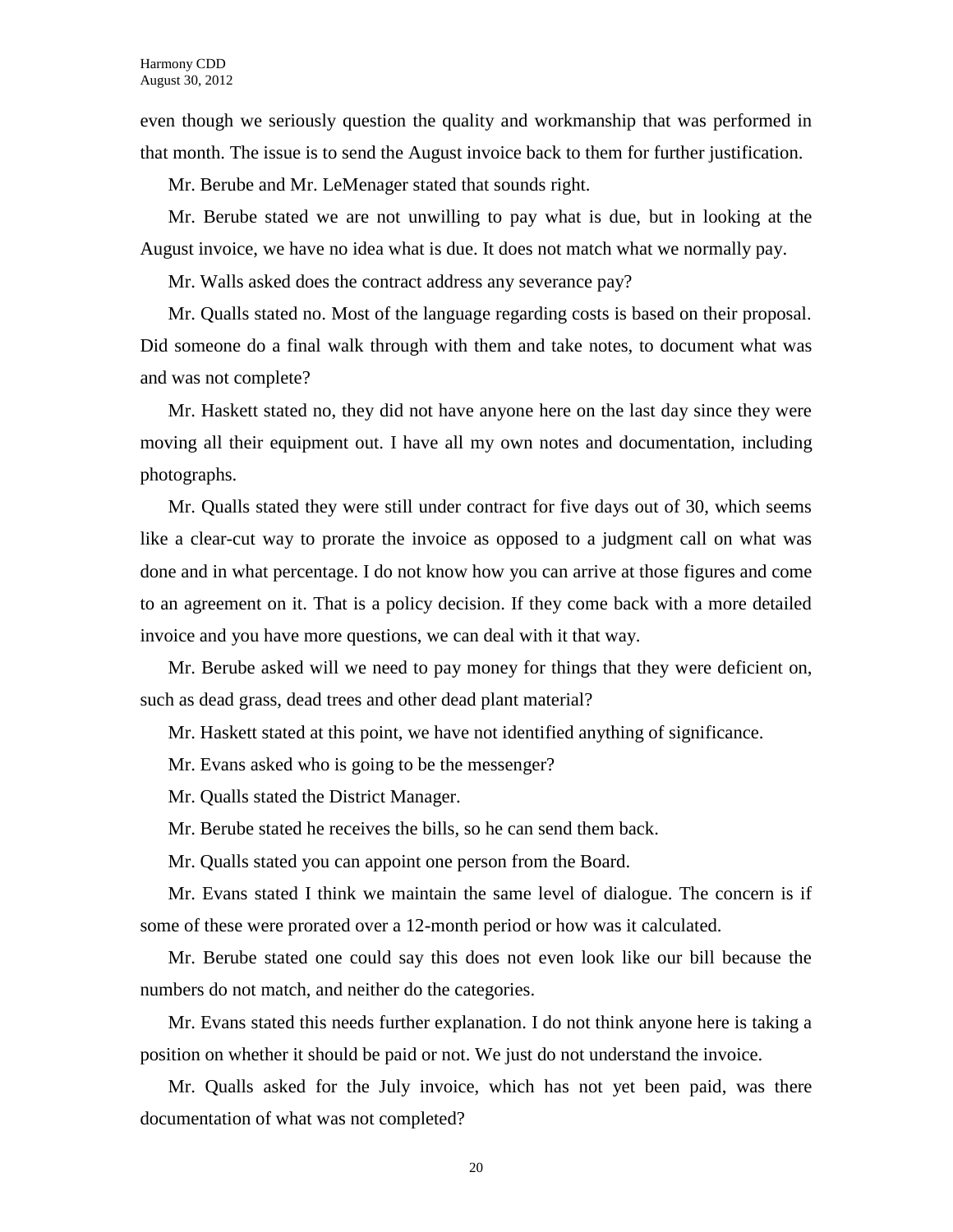even though we seriously question the quality and workmanship that was performed in that month. The issue is to send the August invoice back to them for further justification.

Mr. Berube and Mr. LeMenager stated that sounds right.

Mr. Berube stated we are not unwilling to pay what is due, but in looking at the August invoice, we have no idea what is due. It does not match what we normally pay.

Mr. Walls asked does the contract address any severance pay?

Mr. Qualls stated no. Most of the language regarding costs is based on their proposal. Did someone do a final walk through with them and take notes, to document what was and was not complete?

Mr. Haskett stated no, they did not have anyone here on the last day since they were moving all their equipment out. I have all my own notes and documentation, including photographs.

Mr. Qualls stated they were still under contract for five days out of 30, which seems like a clear-cut way to prorate the invoice as opposed to a judgment call on what was done and in what percentage. I do not know how you can arrive at those figures and come to an agreement on it. That is a policy decision. If they come back with a more detailed invoice and you have more questions, we can deal with it that way.

Mr. Berube asked will we need to pay money for things that they were deficient on, such as dead grass, dead trees and other dead plant material?

Mr. Haskett stated at this point, we have not identified anything of significance.

Mr. Evans asked who is going to be the messenger?

Mr. Qualls stated the District Manager.

Mr. Berube stated he receives the bills, so he can send them back.

Mr. Qualls stated you can appoint one person from the Board.

Mr. Evans stated I think we maintain the same level of dialogue. The concern is if some of these were prorated over a 12-month period or how was it calculated.

Mr. Berube stated one could say this does not even look like our bill because the numbers do not match, and neither do the categories.

Mr. Evans stated this needs further explanation. I do not think anyone here is taking a position on whether it should be paid or not. We just do not understand the invoice.

Mr. Qualls asked for the July invoice, which has not yet been paid, was there documentation of what was not completed?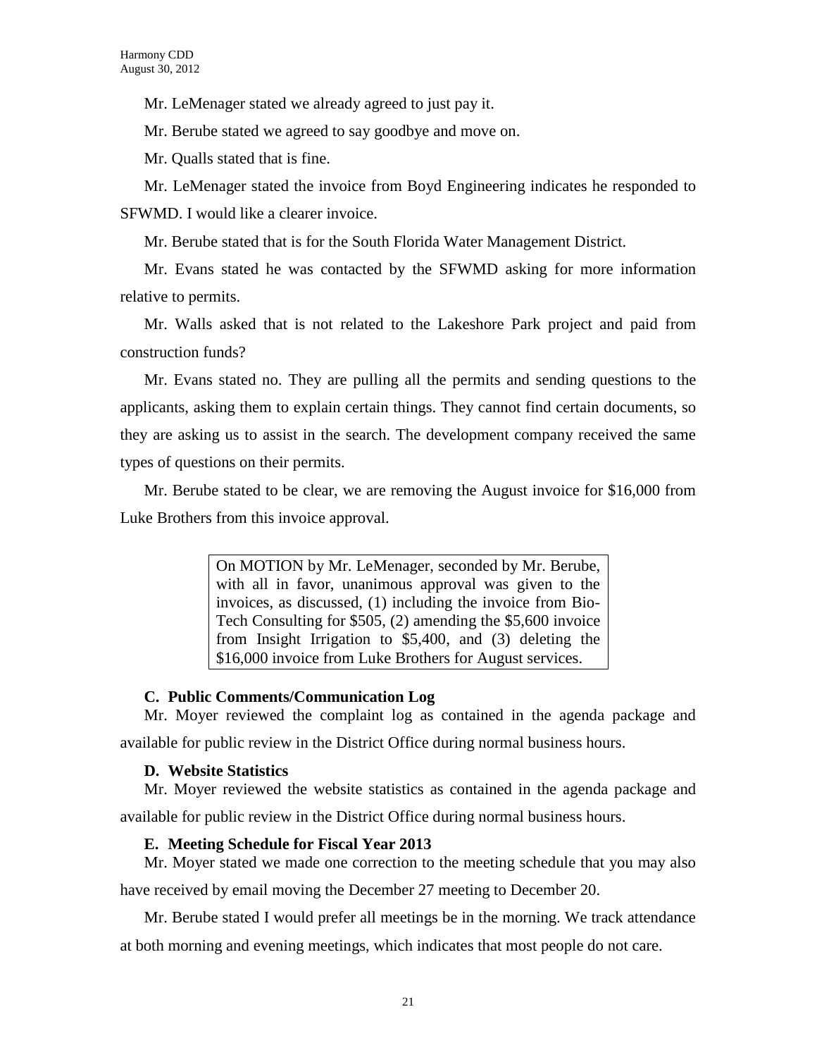Mr. LeMenager stated we already agreed to just pay it.

Mr. Berube stated we agreed to say goodbye and move on.

Mr. Qualls stated that is fine.

Mr. LeMenager stated the invoice from Boyd Engineering indicates he responded to SFWMD. I would like a clearer invoice.

Mr. Berube stated that is for the South Florida Water Management District.

Mr. Evans stated he was contacted by the SFWMD asking for more information relative to permits.

Mr. Walls asked that is not related to the Lakeshore Park project and paid from construction funds?

Mr. Evans stated no. They are pulling all the permits and sending questions to the applicants, asking them to explain certain things. They cannot find certain documents, so they are asking us to assist in the search. The development company received the same types of questions on their permits.

Mr. Berube stated to be clear, we are removing the August invoice for $16,000 from Luke Brothers from this invoice approval.

> On MOTION by Mr. LeMenager, seconded by Mr. Berube, with all in favor, unanimous approval was given to the invoices, as discussed, (1) including the invoice from Bio-Tech Consulting for $505, (2) amending the $5,600 invoice from Insight Irrigation to $5,400, and (3) deleting the $16,000 invoice from Luke Brothers for August services.

### C. Public Comments/Communication Log

Mr. Moyer reviewed the complaint log as contained in the agenda package and available for public review in the District Office during normal business hours.

### D. Website Statistics

Mr. Moyer reviewed the website statistics as contained in the agenda package and available for public review in the District Office during normal business hours.

### E. Meeting Schedule for Fiscal Year 2013

Mr. Moyer stated we made one correction to the meeting schedule that you may also have received by email moving the December 27 meeting to December 20.

Mr. Berube stated I would prefer all meetings be in the morning. We track attendance at both morning and evening meetings, which indicates that most people do not care.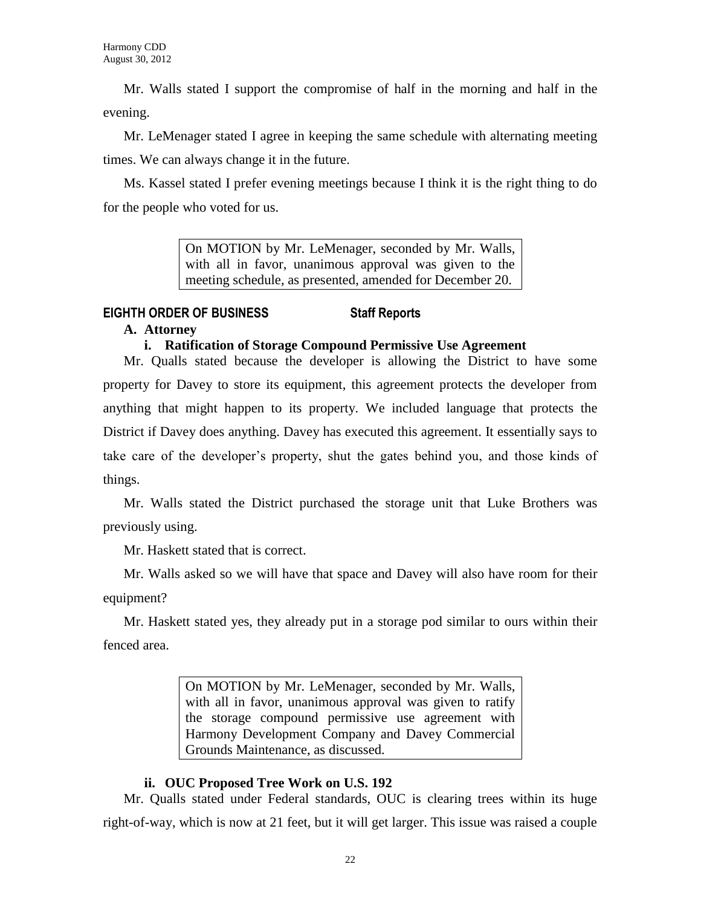Mr. Walls stated I support the compromise of half in the morning and half in the evening.

Mr. LeMenager stated I agree in keeping the same schedule with alternating meeting times. We can always change it in the future.

Ms. Kassel stated I prefer evening meetings because I think it is the right thing to do for the people who voted for us.

> On MOTION by Mr. LeMenager, seconded by Mr. Walls, with all in favor, unanimous approval was given to the meeting schedule, as presented, amended for December 20.

## EIGHTH ORDER OF BUSINESS Staff Reports

### A. Attorney

#### i. Ratification of Storage Compound Permissive Use Agreement

Mr. Qualls stated because the developer is allowing the District to have some property for Davey to store its equipment, this agreement protects the developer from anything that might happen to its property. We included language that protects the District if Davey does anything. Davey has executed this agreement. It essentially says to take care of the developer's property, shut the gates behind you, and those kinds of things.

Mr. Walls stated the District purchased the storage unit that Luke Brothers was previously using.

Mr. Haskett stated that is correct.

Mr. Walls asked so we will have that space and Davey will also have room for their equipment?

Mr. Haskett stated yes, they already put in a storage pod similar to ours within their fenced area.

> On MOTION by Mr. LeMenager, seconded by Mr. Walls, with all in favor, unanimous approval was given to ratify the storage compound permissive use agreement with Harmony Development Company and Davey Commercial Grounds Maintenance, as discussed.

#### ii. OUC Proposed Tree Work on U.S. 192

Mr. Qualls stated under Federal standards, OUC is clearing trees within its huge right-of-way, which is now at 21 feet, but it will get larger. This issue was raised a couple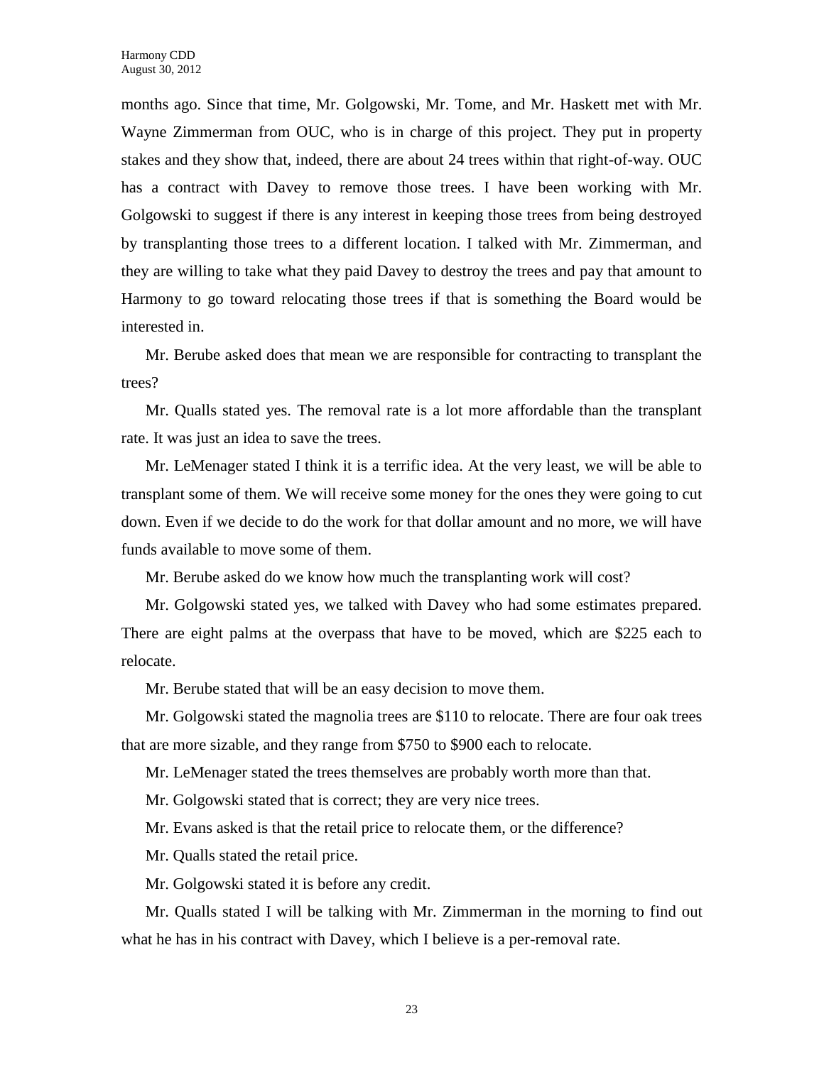months ago. Since that time, Mr. Golgowski, Mr. Tome, and Mr. Haskett met with Mr. Wayne Zimmerman from OUC, who is in charge of this project. They put in property stakes and they show that, indeed, there are about 24 trees within that right-of-way. OUC has a contract with Davey to remove those trees. I have been working with Mr. Golgowski to suggest if there is any interest in keeping those trees from being destroyed by transplanting those trees to a different location. I talked with Mr. Zimmerman, and they are willing to take what they paid Davey to destroy the trees and pay that amount to Harmony to go toward relocating those trees if that is something the Board would be interested in.

Mr. Berube asked does that mean we are responsible for contracting to transplant the trees?

Mr. Qualls stated yes. The removal rate is a lot more affordable than the transplant rate. It was just an idea to save the trees.

Mr. LeMenager stated I think it is a terrific idea. At the very least, we will be able to transplant some of them. We will receive some money for the ones they were going to cut down. Even if we decide to do the work for that dollar amount and no more, we will have funds available to move some of them.

Mr. Berube asked do we know how much the transplanting work will cost?

Mr. Golgowski stated yes, we talked with Davey who had some estimates prepared. There are eight palms at the overpass that have to be moved, which are $225 each to relocate.

Mr. Berube stated that will be an easy decision to move them.

Mr. Golgowski stated the magnolia trees are $110 to relocate. There are four oak trees that are more sizable, and they range from $750 to $900 each to relocate.

Mr. LeMenager stated the trees themselves are probably worth more than that.

Mr. Golgowski stated that is correct; they are very nice trees.

Mr. Evans asked is that the retail price to relocate them, or the difference?

Mr. Qualls stated the retail price.

Mr. Golgowski stated it is before any credit.

Mr. Qualls stated I will be talking with Mr. Zimmerman in the morning to find out what he has in his contract with Davey, which I believe is a per-removal rate.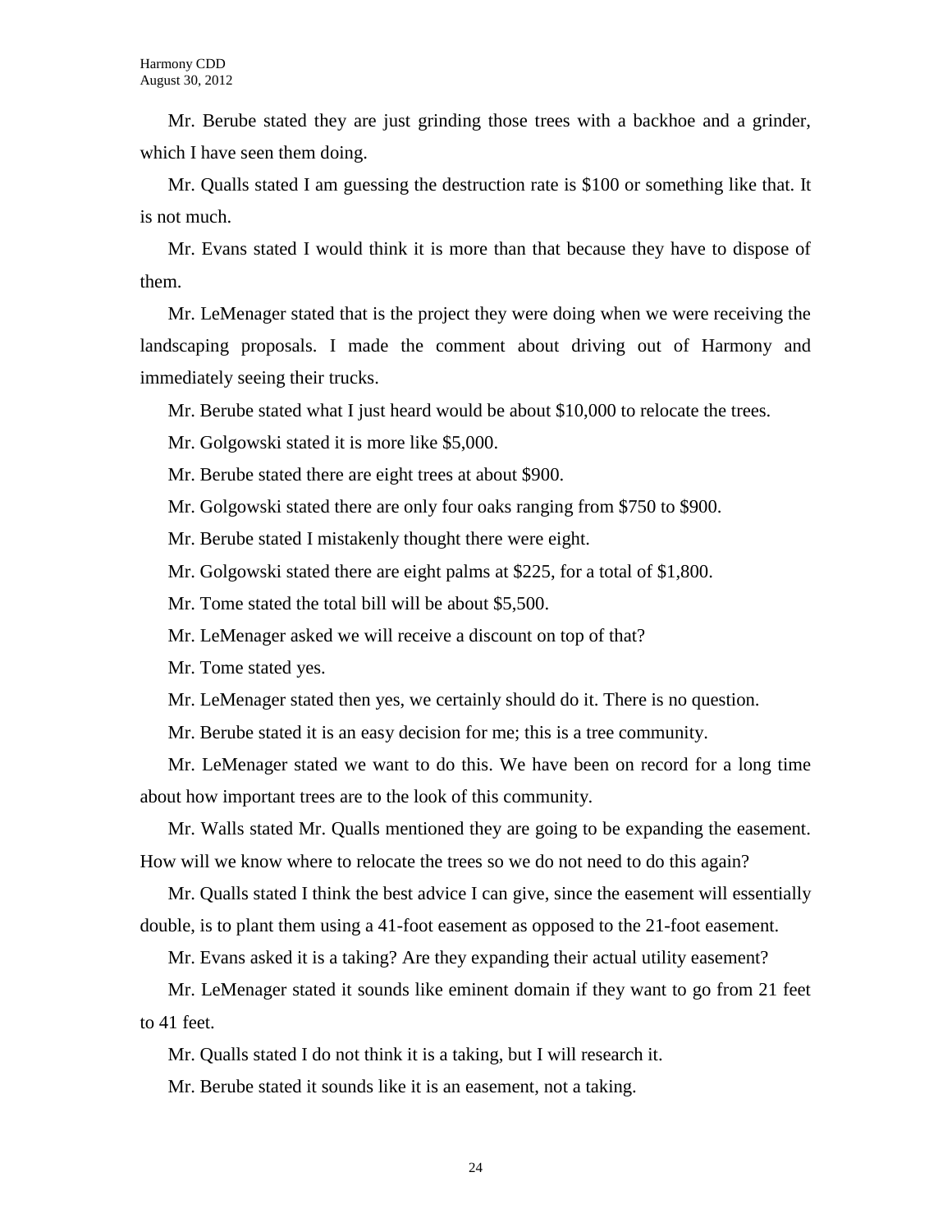Mr. Berube stated they are just grinding those trees with a backhoe and a grinder, which I have seen them doing.

Mr. Qualls stated I am guessing the destruction rate is $100 or something like that. It is not much.

Mr. Evans stated I would think it is more than that because they have to dispose of them.

Mr. LeMenager stated that is the project they were doing when we were receiving the landscaping proposals. I made the comment about driving out of Harmony and immediately seeing their trucks.

Mr. Berube stated what I just heard would be about $10,000 to relocate the trees.

Mr. Golgowski stated it is more like $5,000.

Mr. Berube stated there are eight trees at about $900.

Mr. Golgowski stated there are only four oaks ranging from $750 to $900.

Mr. Berube stated I mistakenly thought there were eight.

Mr. Golgowski stated there are eight palms at $225, for a total of $1,800.

Mr. Tome stated the total bill will be about $5,500.

Mr. LeMenager asked we will receive a discount on top of that?

Mr. Tome stated yes.

Mr. LeMenager stated then yes, we certainly should do it. There is no question.

Mr. Berube stated it is an easy decision for me; this is a tree community.

Mr. LeMenager stated we want to do this. We have been on record for a long time about how important trees are to the look of this community.

Mr. Walls stated Mr. Qualls mentioned they are going to be expanding the easement. How will we know where to relocate the trees so we do not need to do this again?

Mr. Qualls stated I think the best advice I can give, since the easement will essentially double, is to plant them using a 41-foot easement as opposed to the 21-foot easement.

Mr. Evans asked it is a taking? Are they expanding their actual utility easement?

Mr. LeMenager stated it sounds like eminent domain if they want to go from 21 feet to 41 feet.

Mr. Qualls stated I do not think it is a taking, but I will research it.

Mr. Berube stated it sounds like it is an easement, not a taking.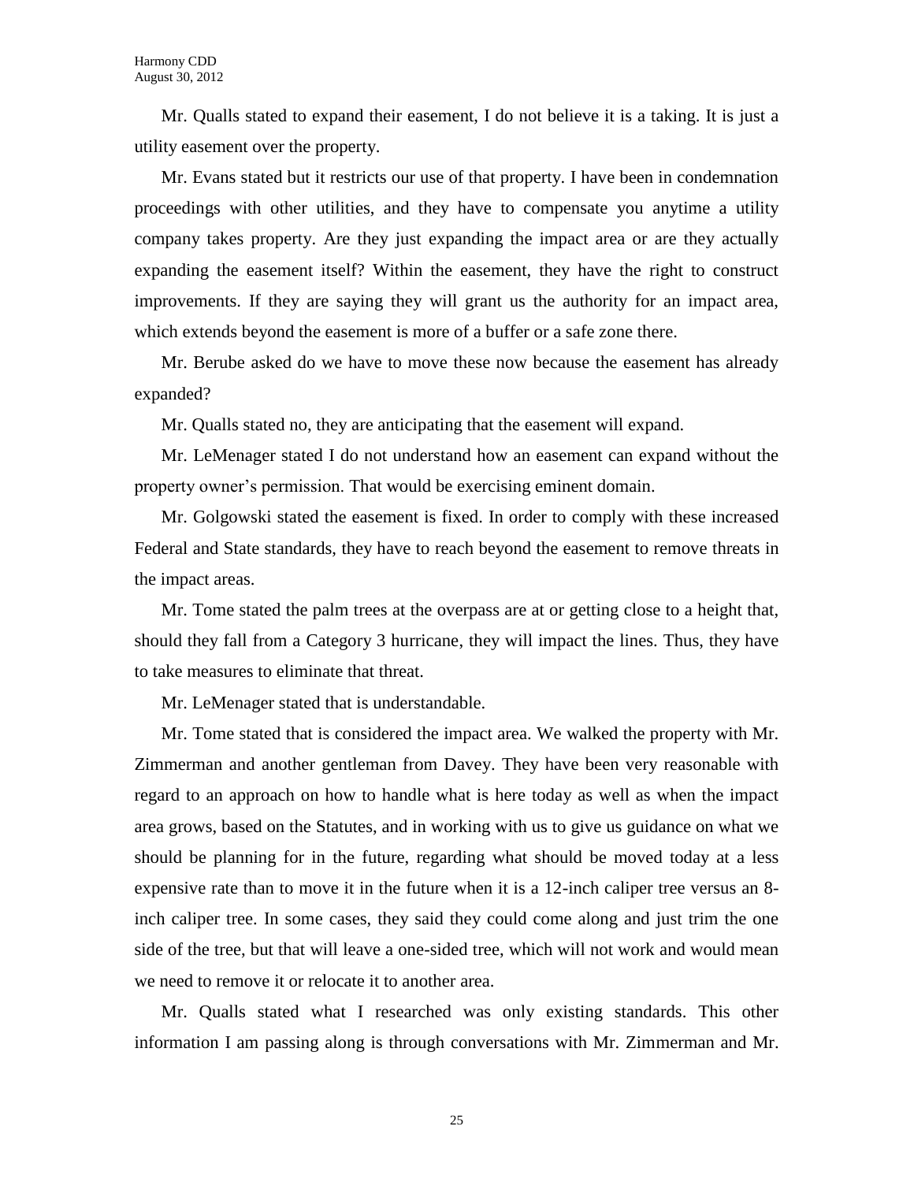Mr. Qualls stated to expand their easement, I do not believe it is a taking. It is just a utility easement over the property.

Mr. Evans stated but it restricts our use of that property. I have been in condemnation proceedings with other utilities, and they have to compensate you anytime a utility company takes property. Are they just expanding the impact area or are they actually expanding the easement itself? Within the easement, they have the right to construct improvements. If they are saying they will grant us the authority for an impact area, which extends beyond the easement is more of a buffer or a safe zone there.

Mr. Berube asked do we have to move these now because the easement has already expanded?

Mr. Qualls stated no, they are anticipating that the easement will expand.

Mr. LeMenager stated I do not understand how an easement can expand without the property owner's permission. That would be exercising eminent domain.

Mr. Golgowski stated the easement is fixed. In order to comply with these increased Federal and State standards, they have to reach beyond the easement to remove threats in the impact areas.

Mr. Tome stated the palm trees at the overpass are at or getting close to a height that, should they fall from a Category 3 hurricane, they will impact the lines. Thus, they have to take measures to eliminate that threat.

Mr. LeMenager stated that is understandable.

Mr. Tome stated that is considered the impact area. We walked the property with Mr. Zimmerman and another gentleman from Davey. They have been very reasonable with regard to an approach on how to handle what is here today as well as when the impact area grows, based on the Statutes, and in working with us to give us guidance on what we should be planning for in the future, regarding what should be moved today at a less expensive rate than to move it in the future when it is a 12-inch caliper tree versus an 8-inch caliper tree. In some cases, they said they could come along and just trim the one side of the tree, but that will leave a one-sided tree, which will not work and would mean we need to remove it or relocate it to another area.

Mr. Qualls stated what I researched was only existing standards. This other information I am passing along is through conversations with Mr. Zimmerman and Mr.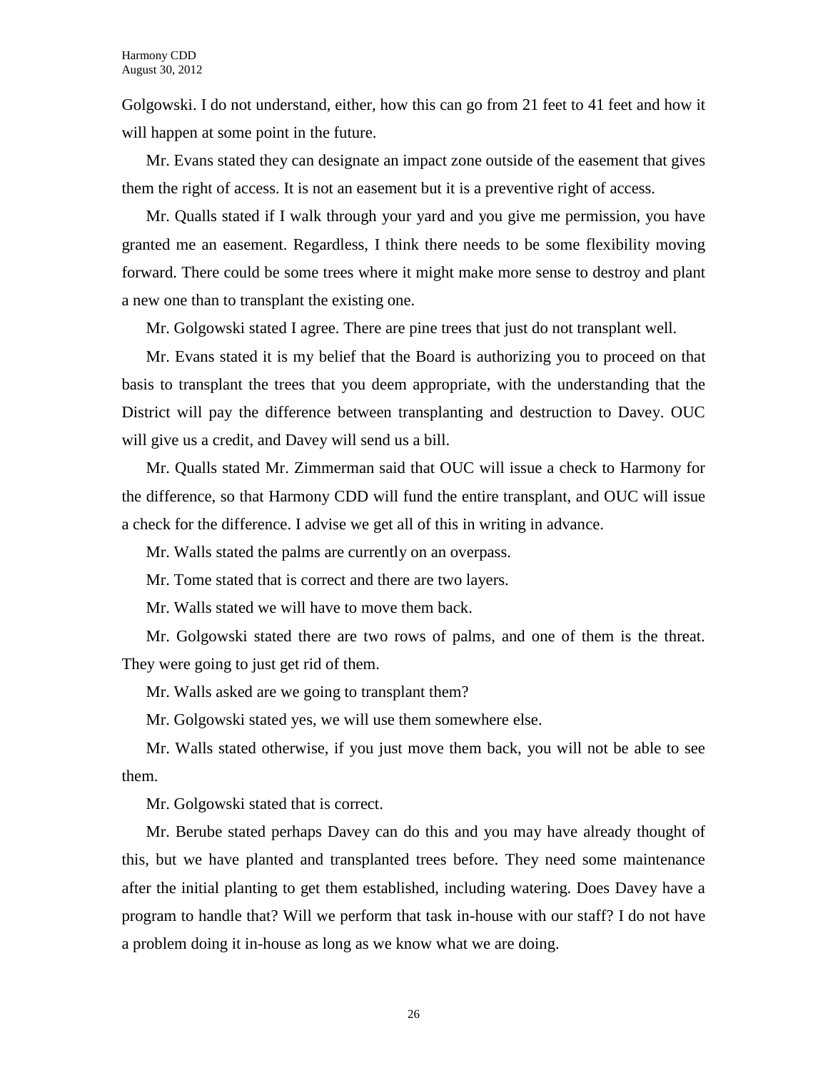Golgowski. I do not understand, either, how this can go from 21 feet to 41 feet and how it will happen at some point in the future.

Mr. Evans stated they can designate an impact zone outside of the easement that gives them the right of access. It is not an easement but it is a preventive right of access.

Mr. Qualls stated if I walk through your yard and you give me permission, you have granted me an easement. Regardless, I think there needs to be some flexibility moving forward. There could be some trees where it might make more sense to destroy and plant a new one than to transplant the existing one.

Mr. Golgowski stated I agree. There are pine trees that just do not transplant well.

Mr. Evans stated it is my belief that the Board is authorizing you to proceed on that basis to transplant the trees that you deem appropriate, with the understanding that the District will pay the difference between transplanting and destruction to Davey. OUC will give us a credit, and Davey will send us a bill.

Mr. Qualls stated Mr. Zimmerman said that OUC will issue a check to Harmony for the difference, so that Harmony CDD will fund the entire transplant, and OUC will issue a check for the difference. I advise we get all of this in writing in advance.

Mr. Walls stated the palms are currently on an overpass.

Mr. Tome stated that is correct and there are two layers.

Mr. Walls stated we will have to move them back.

Mr. Golgowski stated there are two rows of palms, and one of them is the threat. They were going to just get rid of them.

Mr. Walls asked are we going to transplant them?

Mr. Golgowski stated yes, we will use them somewhere else.

Mr. Walls stated otherwise, if you just move them back, you will not be able to see them.

Mr. Golgowski stated that is correct.

Mr. Berube stated perhaps Davey can do this and you may have already thought of this, but we have planted and transplanted trees before. They need some maintenance after the initial planting to get them established, including watering. Does Davey have a program to handle that? Will we perform that task in-house with our staff? I do not have a problem doing it in-house as long as we know what we are doing.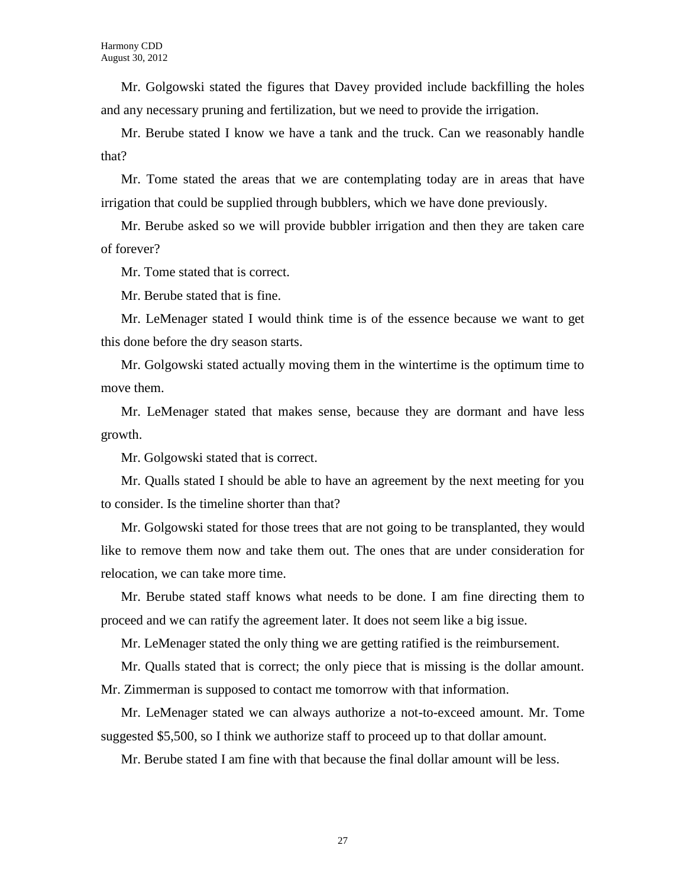Mr. Golgowski stated the figures that Davey provided include backfilling the holes and any necessary pruning and fertilization, but we need to provide the irrigation.

Mr. Berube stated I know we have a tank and the truck. Can we reasonably handle that?

Mr. Tome stated the areas that we are contemplating today are in areas that have irrigation that could be supplied through bubblers, which we have done previously.

Mr. Berube asked so we will provide bubbler irrigation and then they are taken care of forever?

Mr. Tome stated that is correct.

Mr. Berube stated that is fine.

Mr. LeMenager stated I would think time is of the essence because we want to get this done before the dry season starts.

Mr. Golgowski stated actually moving them in the wintertime is the optimum time to move them.

Mr. LeMenager stated that makes sense, because they are dormant and have less growth.

Mr. Golgowski stated that is correct.

Mr. Qualls stated I should be able to have an agreement by the next meeting for you to consider. Is the timeline shorter than that?

Mr. Golgowski stated for those trees that are not going to be transplanted, they would like to remove them now and take them out. The ones that are under consideration for relocation, we can take more time.

Mr. Berube stated staff knows what needs to be done. I am fine directing them to proceed and we can ratify the agreement later. It does not seem like a big issue.

Mr. LeMenager stated the only thing we are getting ratified is the reimbursement.

Mr. Qualls stated that is correct; the only piece that is missing is the dollar amount. Mr. Zimmerman is supposed to contact me tomorrow with that information.

Mr. LeMenager stated we can always authorize a not-to-exceed amount. Mr. Tome suggested $5,500, so I think we authorize staff to proceed up to that dollar amount.

Mr. Berube stated I am fine with that because the final dollar amount will be less.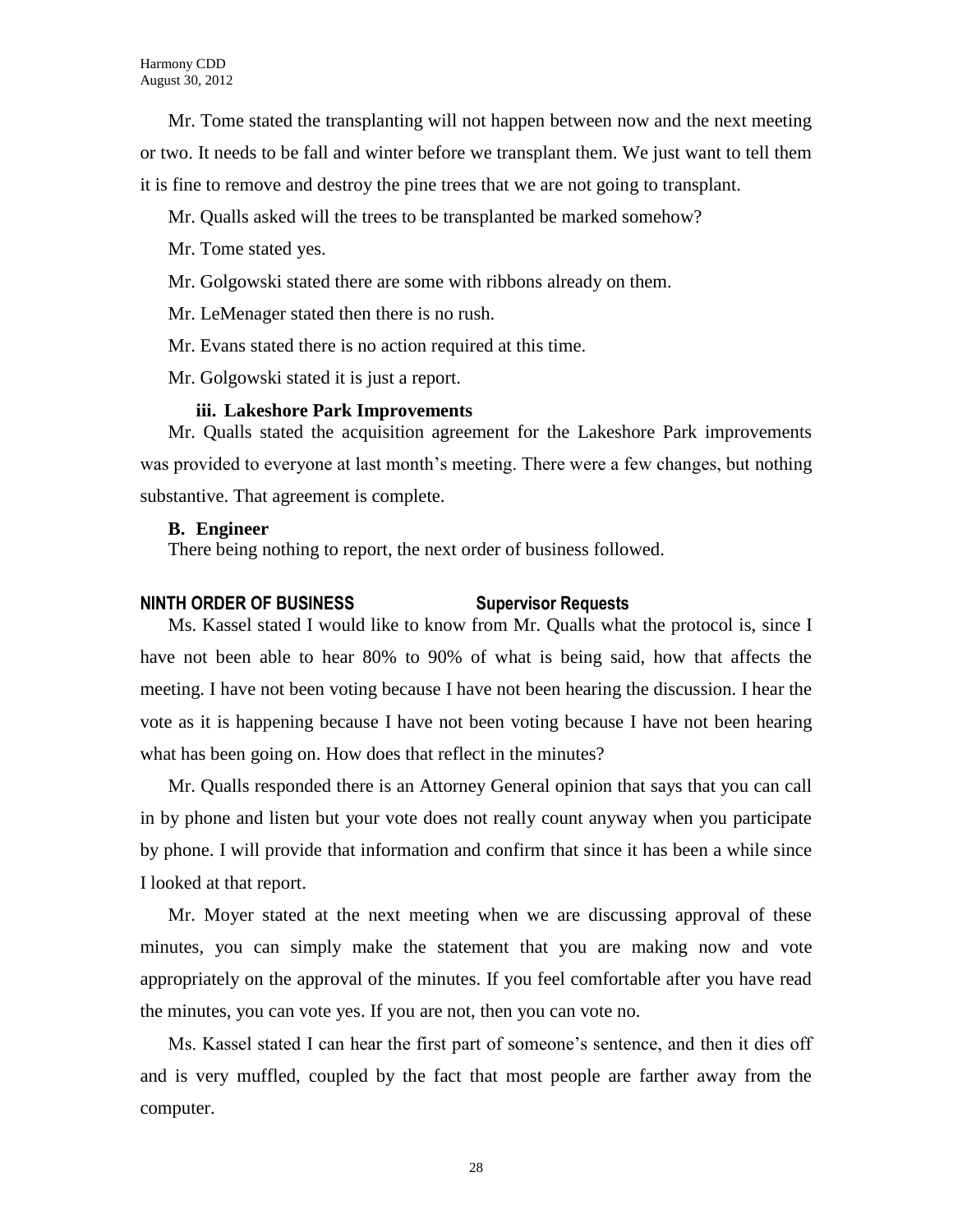Mr. Tome stated the transplanting will not happen between now and the next meeting or two. It needs to be fall and winter before we transplant them. We just want to tell them it is fine to remove and destroy the pine trees that we are not going to transplant.

Mr. Qualls asked will the trees to be transplanted be marked somehow?

Mr. Tome stated yes.

Mr. Golgowski stated there are some with ribbons already on them.

Mr. LeMenager stated then there is no rush.

Mr. Evans stated there is no action required at this time.

Mr. Golgowski stated it is just a report.

**iii. Lakeshore Park Improvements**

Mr. Qualls stated the acquisition agreement for the Lakeshore Park improvements was provided to everyone at last month's meeting. There were a few changes, but nothing substantive. That agreement is complete.

**B. Engineer**

There being nothing to report, the next order of business followed.

## NINTH ORDER OF BUSINESS Supervisor Requests

Ms. Kassel stated I would like to know from Mr. Qualls what the protocol is, since I have not been able to hear 80% to 90% of what is being said, how that affects the meeting. I have not been voting because I have not been hearing the discussion. I hear the vote as it is happening because I have not been voting because I have not been hearing what has been going on. How does that reflect in the minutes?

Mr. Qualls responded there is an Attorney General opinion that says that you can call in by phone and listen but your vote does not really count anyway when you participate by phone. I will provide that information and confirm that since it has been a while since I looked at that report.

Mr. Moyer stated at the next meeting when we are discussing approval of these minutes, you can simply make the statement that you are making now and vote appropriately on the approval of the minutes. If you feel comfortable after you have read the minutes, you can vote yes. If you are not, then you can vote no.

Ms. Kassel stated I can hear the first part of someone's sentence, and then it dies off and is very muffled, coupled by the fact that most people are farther away from the computer.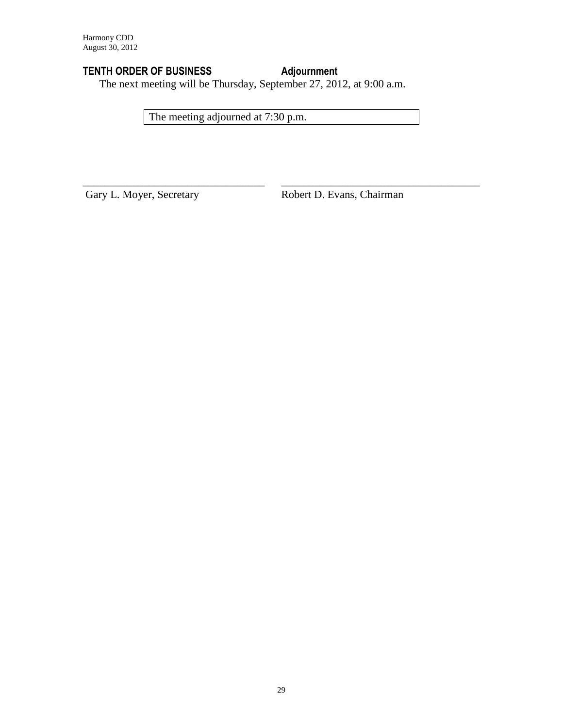**TENTH ORDER OF BUSINESS** **Adjournment**

The next meeting will be Thursday, September 27, 2012, at 9:00 a.m.

| The meeting adjourned at 7:30 p.m. |
| --- |

| | |
| --- | --- |
| ______________________________ | ______________________________ |
| Gary L. Moyer, Secretary | Robert D. Evans, Chairman |